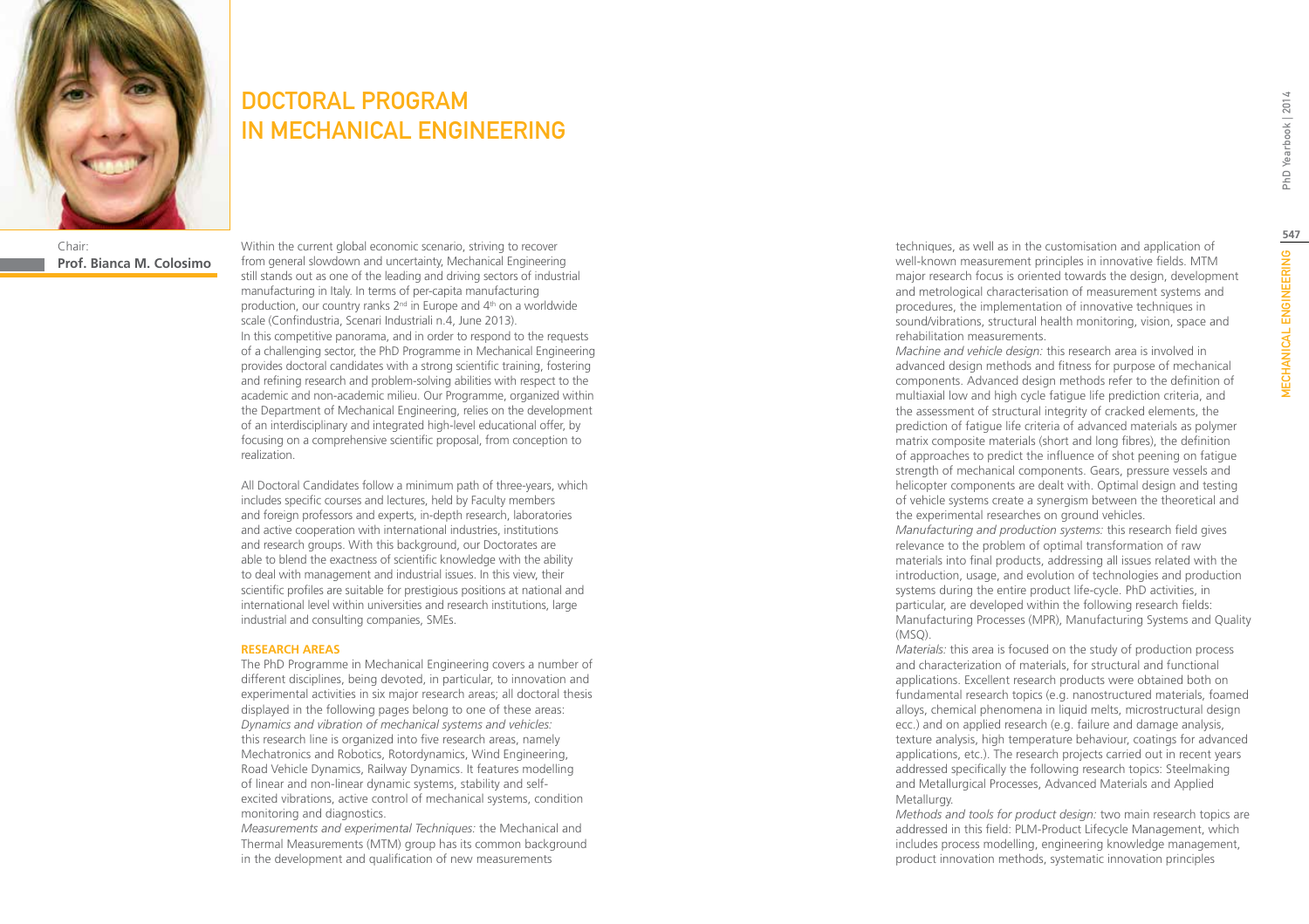# DOCTORAL PROGRAM IN MECHANICAL ENGINEERING

Chair:
**Prof. Bianca M. Colosimo**

Within the current global economic scenario, striving to recover from general slowdown and uncertainty, Mechanical Engineering still stands out as one of the leading and driving sectors of industrial manufacturing in Italy. In terms of per-capita manufacturing production, our country ranks 2nd in Europe and 4th on a worldwide scale (Confindustria, Scenari Industriali n.4, June 2013).
In this competitive panorama, and in order to respond to the requests of a challenging sector, the PhD Programme in Mechanical Engineering provides doctoral candidates with a strong scientific training, fostering and refining research and problem-solving abilities with respect to the academic and non-academic milieu. Our Programme, organized within the Department of Mechanical Engineering, relies on the development of an interdisciplinary and integrated high-level educational offer, by focusing on a comprehensive scientific proposal, from conception to realization.

All Doctoral Candidates follow a minimum path of three-years, which includes specific courses and lectures, held by Faculty members and foreign professors and experts, in-depth research, laboratories and active cooperation with international industries, institutions and research groups. With this background, our Doctorates are able to blend the exactness of scientific knowledge with the ability to deal with management and industrial issues. In this view, their scientific profiles are suitable for prestigious positions at national and international level within universities and research institutions, large industrial and consulting companies, SMEs.

## RESEARCH AREAS

The PhD Programme in Mechanical Engineering covers a number of different disciplines, being devoted, in particular, to innovation and experimental activities in six major research areas; all doctoral thesis displayed in the following pages belong to one of these areas:
*Dynamics and vibration of mechanical systems and vehicles:* this research line is organized into five research areas, namely Mechatronics and Robotics, Rotordynamics, Wind Engineering, Road Vehicle Dynamics, Railway Dynamics. It features modelling of linear and non-linear dynamic systems, stability and self-excited vibrations, active control of mechanical systems, condition monitoring and diagnostics.
*Measurements and experimental Techniques:* the Mechanical and Thermal Measurements (MTM) group has its common background in the development and qualification of new measurements techniques, as well as in the customisation and application of well-known measurement principles in innovative fields. MTM major research focus is oriented towards the design, development and metrological characterisation of measurement systems and procedures, the implementation of innovative techniques in sound/vibrations, structural health monitoring, vision, space and rehabilitation measurements.
*Machine and vehicle design:* this research area is involved in advanced design methods and fitness for purpose of mechanical components. Advanced design methods refer to the definition of multiaxial low and high cycle fatigue life prediction criteria, and the assessment of structural integrity of cracked elements, the prediction of fatigue life criteria of advanced materials as polymer matrix composite materials (short and long fibres), the definition of approaches to predict the influence of shot peening on fatigue strength of mechanical components. Gears, pressure vessels and helicopter components are dealt with. Optimal design and testing of vehicle systems create a synergism between the theoretical and the experimental researches on ground vehicles.
*Manufacturing and production systems:* this research field gives relevance to the problem of optimal transformation of raw materials into final products, addressing all issues related with the introduction, usage, and evolution of technologies and production systems during the entire product life-cycle. PhD activities, in particular, are developed within the following research fields: Manufacturing Processes (MPR), Manufacturing Systems and Quality (MSQ).
*Materials:* this area is focused on the study of production process and characterization of materials, for structural and functional applications. Excellent research products were obtained both on fundamental research topics (e.g. nanostructured materials, foamed alloys, chemical phenomena in liquid melts, microstructural design ecc.) and on applied research (e.g. failure and damage analysis, texture analysis, high temperature behaviour, coatings for advanced applications, etc.). The research projects carried out in recent years addressed specifically the following research topics: Steelmaking and Metallurgical Processes, Advanced Materials and Applied Metallurgy.
*Methods and tools for product design:* two main research topics are addressed in this field: PLM-Product Lifecycle Management, which includes process modelling, engineering knowledge management, product innovation methods, systematic innovation principles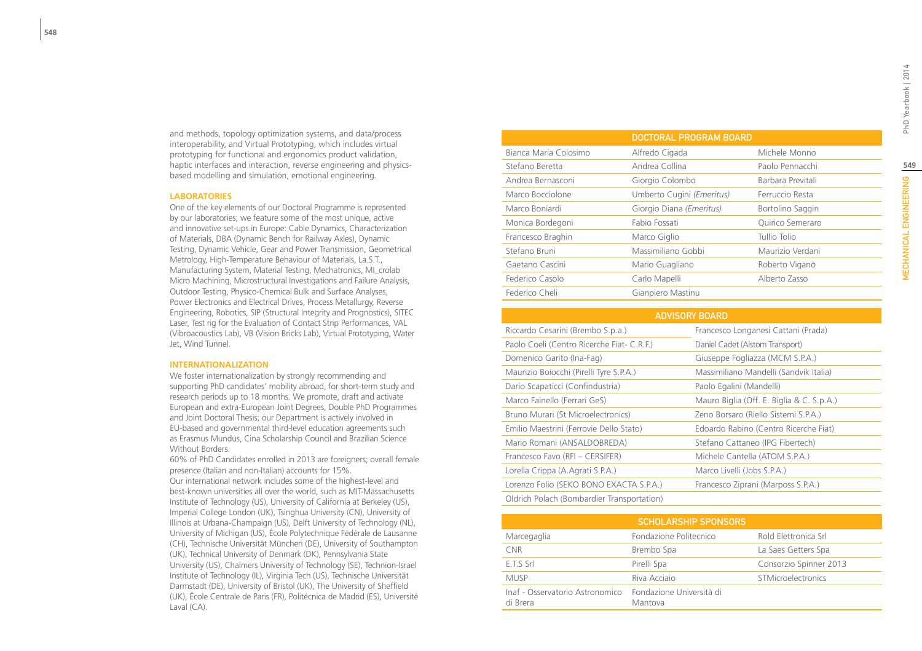and methods, topology optimization systems, and data/process interoperability, and Virtual Prototyping, which includes virtual prototyping for functional and ergonomics product validation, haptic interfaces and interaction, reverse engineering and physics-based modelling and simulation, emotional engineering.

### LABORATORIES

One of the key elements of our Doctoral Programme is represented by our laboratories; we feature some of the most unique, active and innovative set-ups in Europe: Cable Dynamics, Characterization of Materials, DBA (Dynamic Bench for Railway Axles), Dynamic Testing, Dynamic Vehicle, Gear and Power Transmission, Geometrical Metrology, High-Temperature Behaviour of Materials, La.S.T., Manufacturing System, Material Testing, Mechatronics, MI_crolab Micro Machining, Microstructural Investigations and Failure Analysis, Outdoor Testing, Physico-Chemical Bulk and Surface Analyses, Power Electronics and Electrical Drives, Process Metallurgy, Reverse Engineering, Robotics, SIP (Structural Integrity and Prognostics), SITEC Laser, Test rig for the Evaluation of Contact Strip Performances, VAL (Vibroacoustics Lab), VB (Vision Bricks Lab), Virtual Prototyping, Water Jet, Wind Tunnel.

### INTERNATIONALIZATION

We foster internationalization by strongly recommending and supporting PhD candidates' mobility abroad, for short-term study and research periods up to 18 months. We promote, draft and activate European and extra-European Joint Degrees, Double PhD Programmes and Joint Doctoral Thesis; our Department is actively involved in EU-based and governmental third-level education agreements such as Erasmus Mundus, Cina Scholarship Council and Brazilian Science Without Borders.

60% of PhD Candidates enrolled in 2013 are foreigners; overall female presence (Italian and non-Italian) accounts for 15%.

Our international network includes some of the highest-level and best-known universities all over the world, such as MIT-Massachusetts Institute of Technology (US), University of California at Berkeley (US), Imperial College London (UK), Tsinghua University (CN), University of Illinois at Urbana-Champaign (US), Delft University of Technology (NL), University of Michigan (US), École Polytechnique Fédérale de Lausanne (CH), Technische Universität München (DE), University of Southampton (UK), Technical University of Denmark (DK), Pennsylvania State University (US), Chalmers University of Technology (SE), Technion-Israel Institute of Technology (IL), Virginia Tech (US), Technische Universität Darmstadt (DE), University of Bristol (UK), The University of Sheffield (UK), École Centrale de Paris (FR), Politécnica de Madrid (ES), Université Laval (CA).

| DOCTORAL PROGRAM BOARD | | |
|---|---|---|
| Bianca Maria Colosimo | Alfredo Cigada | Michele Monno |
| Stefano Beretta | Andrea Collina | Paolo Pennacchi |
| Andrea Bernasconi | Giorgio Colombo | Barbara Previtali |
| Marco Bocciolone | Umberto Cugini *(Emeritus)* | Ferruccio Resta |
| Marco Boniardi | Giorgio Diana *(Emeritus)* | Bortolino Saggin |
| Monica Bordegoni | Fabio Fossati | Quirico Semeraro |
| Francesco Braghin | Marco Giglio | Tullio Tolio |
| Stefano Bruni | Massimiliano Gobbi | Maurizio Verdani |
| Gaetano Cascini | Mario Guagliano | Roberto Viganò |
| Federico Casolo | Carlo Mapelli | Alberto Zasso |
| Federico Cheli | Gianpiero Mastinu | |

| ADVISORY BOARD | |
|---|---|
| Riccardo Cesarini (Brembo S.p.a.) | Francesco Longanesi Cattani (Prada) |
| Paolo Coeli (Centro Ricerche Fiat- C.R.F.) | Daniel Cadet (Alstom Transport) |
| Domenico Garito (Ina-Fag) | Giuseppe Fogliazza (MCM S.P.A.) |
| Maurizio Boiocchi (Pirelli Tyre S.P.A.) | Massimiliano Mandelli (Sandvik Italia) |
| Dario Scapaticci (Confindustria) | Paolo Egalini (Mandelli) |
| Marco Fainello (Ferrari GeS) | Mauro Biglia (Off. E. Biglia & C. S.p.A.) |
| Bruno Murari (St Microelectronics) | Zeno Borsaro (Riello Sistemi S.P.A.) |
| Emilio Maestrini (Ferrovie Dello Stato) | Edoardo Rabino (Centro Ricerche Fiat) |
| Mario Romani (ANSALDOBREDA) | Stefano Cattaneo (IPG Fibertech) |
| Francesco Favo (RFI – CERSIFER) | Michele Cantella (ATOM S.P.A.) |
| Lorella Crippa (A.Agrati S.P.A.) | Marco Livelli (Jobs S.P.A.) |
| Lorenzo Folio (SEKO BONO EXACTA S.P.A.) | Francesco Ziprani (Marposs S.P.A.) |
| Oldrich Polach (Bombardier Transportation) | |

| SCHOLARSHIP SPONSORS | | |
|---|---|---|
| Marcegaglia | Fondazione Politecnico | Rold Elettronica Srl |
| CNR | Brembo Spa | La Saes Getters Spa |
| E.T.S Srl | Pirelli Spa | Consorzio Spinner 2013 |
| MUSP | Riva Acciaio | STMicroelectronics |
| Inaf - Osservatorio Astronomico di Brera | Fondazione Università di Mantova | |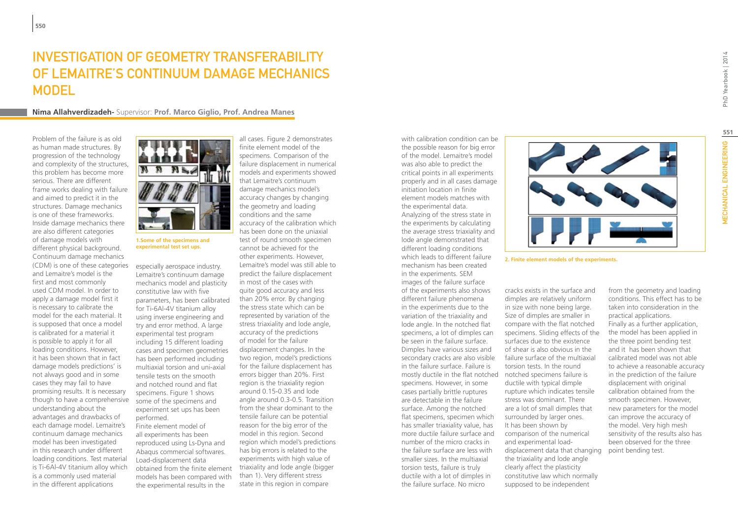# Investigation of Geometry Transferability of Lemaitre's Continuum Damage Mechanics Model

**Nima Allahverdizadeh-** Supervisor: **Prof. Marco Giglio, Prof. Andrea Manes**

Problem of the failure is as old as human made structures. By progression of the technology and complexity of the structures, this problem has become more serious. There are different frame works dealing with failure and aimed to predict it in the structures. Damage mechanics is one of these frameworks. Inside damage mechanics there are also different categories of damage models with different physical background. Continuum damage mechanics (CDM) is one of these categories and Lemaitre's model is the first and most commonly used CDM model. In order to apply a damage model first it is necessary to calibrate the model for the each material. It is supposed that once a model is calibrated for a material it is possible to apply it for all loading conditions. However, it has been shown that in fact damage models predictions' is not always good and in some cases they may fail to have promising results. It is necessary though to have a comprehensive understanding about the advantages and drawbacks of each damage model. Lemaitre's continuum damage mechanics model has been investigated in this research under different loading conditions. Test material is Ti-6Al-4V titanium alloy which is a commonly used material in the different applications especially aerospace industry.

**1.Some of the specimens and experimental test set ups.**

Lemaitre's continuum damage mechanics model and plasticity constitutive law with five parameters, has been calibrated for Ti-6Al-4V titanium alloy using inverse engineering and try and error method. A large experimental test program including 15 different loading cases and specimen geometries has been performed including multiaxial torsion and uni-axial tensile tests on the smooth and notched round and flat specimens. Figure 1 shows some of the specimens and experiment set ups has been performed.

Finite element model of all experiments has been reproduced using Ls-Dyna and Abaqus commercial softwares. Load-displacement data obtained from the finite element models has been compared with the experimental results in the all cases. Figure 2 demonstrates finite element model of the specimens. Comparison of the failure displacement in numerical models and experiments showed that Lemaitre's continuum damage mechanics model's accuracy changes by changing the geometry and loading conditions and the same accuracy of the calibration which has been done on the uniaxial test of round smooth specimen cannot be achieved for the other experiments. However, Lemaitre's model was still able to predict the failure displacement in most of the cases with quite good accuracy and less than 20% error. By changing the stress state which can be represented by variation of the stress triaxiality and lode angle, accuracy of the predictions of model for the failure displacement changes. In the two region, model's predictions for the failure displacement has errors bigger than 20%. First region is the triaxiality region around 0.15-0.35 and lode angle around 0.3-0.5. Transition from the shear dominant to the tensile failure can be potential reason for the big error of the model in this region. Second region which model's predictions has big errors is related to the experiments with high value of triaxiality and lode angle (bigger than 1). Very different stress state in this region in compare with calibration condition can be the possible reason for big error of the model. Lemaitre's model was also able to predict the critical points in all experiments properly and in all cases damage initiation location in finite element models matches with the experimental data.

Analyzing of the stress state in the experiments by calculating the average stress triaxiality and lode angle demonstrated that different loading conditions which leads to different failure mechanism has been created in the experiments. SEM images of the failure surface of the experiments also shows different failure phenomena in the experiments due to the variation of the triaxiality and lode angle. In the notched flat specimens, a lot of dimples can be seen in the failure surface. Dimples have various sizes and secondary cracks are also visible in the failure surface. Failure is mostly ductile in the flat notched specimens. However, in some cases partially brittle ruptures are detectable in the failure surface. Among the notched flat specimens, specimen which has smaller triaxiality value, has more ductile failure surface and number of the micro cracks in the failure surface are less with smaller sizes. In the multiaxial torsion tests, failure is truly ductile with a lot of dimples in the failure surface. No micro cracks exists in the surface and dimples are relatively uniform in size with none being large. Size of dimples are smaller in compare with the flat notched specimens. Sliding effects of the surfaces due to the existence of shear is also obvious in the failure surface of the multiaxial torsion tests. In the round notched specimens failure is ductile with typical dimple rupture which indicates tensile stress was dominant. There are a lot of small dimples that surrounded by larger ones.

**2. Finite element models of the experiments.**

It has been shown by comparison of the numerical and experimental load-displacement data that changing the triaxiality and lode angle clearly affect the plasticity constitutive law which normally supposed to be independent from the geometry and loading conditions. This effect has to be taken into consideration in the practical applications.

Finally as a further application, the model has been applied in the three point bending test and it has been shown that calibrated model was not able to achieve a reasonable accuracy in the prediction of the failure displacement with original calibration obtained from the smooth specimen. However, new parameters for the model can improve the accuracy of the model. Very high mesh sensitivity of the results also has been observed for the three point bending test.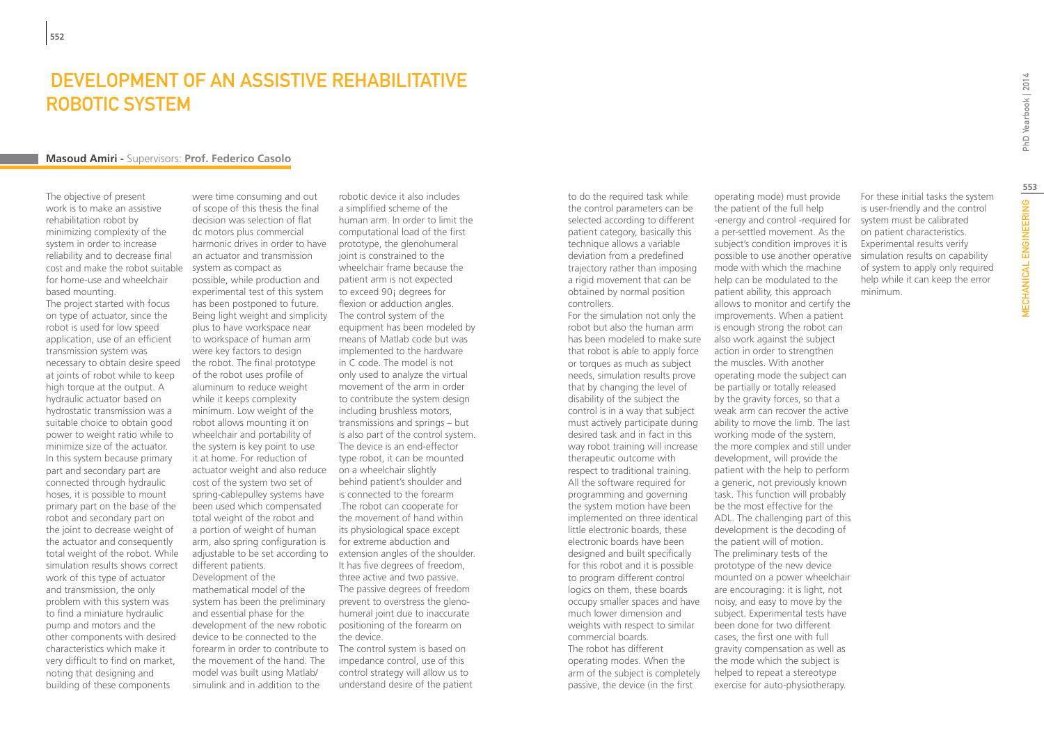# Development of an Assistive Rehabilitative Robotic System

**Masoud Amiri** - Supervisors: **Prof. Federico Casolo**

The objective of present work is to make an assistive rehabilitation robot by minimizing complexity of the system in order to increase reliability and to decrease final cost and make the robot suitable for home-use and wheelchair based mounting.

The project started with focus on type of actuator, since the robot is used for low speed application, use of an efficient transmission system was necessary to obtain desire speed at joints of robot while to keep high torque at the output. A hydraulic actuator based on hydrostatic transmission was a suitable choice to obtain good power to weight ratio while to minimize size of the actuator. In this system because primary part and secondary part are connected through hydraulic hoses, it is possible to mount primary part on the base of the robot and secondary part on the joint to decrease weight of the actuator and consequently total weight of the robot. While simulation results shows correct work of this type of actuator and transmission, the only problem with this system was to find a miniature hydraulic pump and motors and the other components with desired characteristics which make it very difficult to find on market, noting that designing and building of these components were time consuming and out of scope of this thesis the final decision was selection of flat dc motors plus commercial harmonic drives in order to have an actuator and transmission system as compact as possible, while production and experimental test of this system has been postponed to future. Being light weight and simplicity plus to have workspace near to workspace of human arm were key factors to design the robot. The final prototype of the robot uses profile of aluminum to reduce weight while it keeps complexity minimum. Low weight of the robot allows mounting it on wheelchair and portability of the system is key point to use it at home. For reduction of actuator weight and also reduce cost of the system two set of spring-cablepulley systems have been used which compensated total weight of the robot and a portion of weight of human arm, also spring configuration is adjustable to be set according to different patients.

Development of the mathematical model of the system has been the preliminary and essential phase for the development of the new robotic device to be connected to the forearm in order to contribute to the movement of the hand. The model was built using Matlab/simulink and in addition to the robotic device it also includes a simplified scheme of the human arm. In order to limit the computational load of the first prototype, the glenohumeral joint is constrained to the wheelchair frame because the patient arm is not expected to exceed 90¡ degrees for flexion or adduction angles. The control system of the equipment has been modeled by means of Matlab code but was implemented to the hardware in C code. The model is not only used to analyze the virtual movement of the arm in order to contribute the system design including brushless motors, transmissions and springs – but is also part of the control system. The device is an end-effector type robot, it can be mounted on a wheelchair slightly behind patient's shoulder and is connected to the forearm .The robot can cooperate for the movement of hand within its physiological space except for extreme abduction and extension angles of the shoulder. It has five degrees of freedom, three active and two passive. The passive degrees of freedom prevent to overstress the gleno-humeral joint due to inaccurate positioning of the forearm on the device.

The control system is based on impedance control, use of this control strategy will allow us to understand desire of the patient to do the required task while the control parameters can be selected according to different patient category, basically this technique allows a variable deviation from a predefined trajectory rather than imposing a rigid movement that can be obtained by normal position controllers.

For the simulation not only the robot but also the human arm has been modeled to make sure that robot is able to apply force or torques as much as subject needs, simulation results prove that by changing the level of disability of the subject the control is in a way that subject must actively participate during desired task and in fact in this way robot training will increase therapeutic outcome with respect to traditional training. All the software required for programming and governing the system motion have been implemented on three identical little electronic boards, these electronic boards have been designed and built specifically for this robot and it is possible to program different control logics on them, these boards occupy smaller spaces and have much lower dimension and weights with respect to similar commercial boards.

The robot has different operating modes. When the arm of the subject is completely passive, the device (in the first operating mode) must provide the patient of the full help -energy and control -required for a per-settled movement. As the subject's condition improves it is possible to use another operative mode with which the machine help can be modulated to the patient ability, this approach allows to monitor and certify the improvements. When a patient is enough strong the robot can also work against the subject action in order to strengthen the muscles. With another operating mode the subject can be partially or totally released by the gravity forces, so that a weak arm can recover the active ability to move the limb. The last working mode of the system, the more complex and still under development, will provide the patient with the help to perform a generic, not previously known task. This function will probably be the most effective for the ADL. The challenging part of this development is the decoding of the patient will of motion.

The preliminary tests of the prototype of the new device mounted on a power wheelchair are encouraging: it is light, not noisy, and easy to move by the subject. Experimental tests have been done for two different cases, the first one with full gravity compensation as well as the mode which the subject is helped to repeat a stereotype exercise for auto-physiotherapy. For these initial tasks the system is user-friendly and the control system must be calibrated on patient characteristics. Experimental results verify simulation results on capability of system to apply only required help while it can keep the error minimum.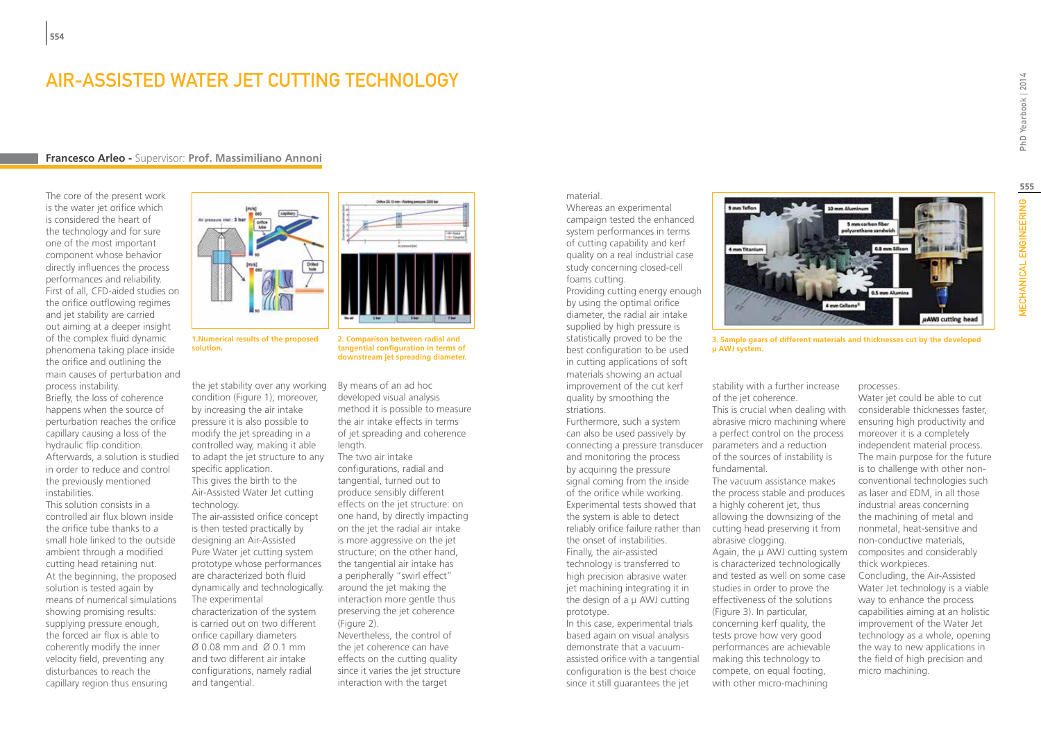# AIR-ASSISTED WATER JET CUTTING TECHNOLOGY

**Francesco Arleo** - Supervisor: **Prof. Massimiliano Annoni**

The core of the present work is the water jet orifice which is considered the heart of the technology and for sure one of the most important component whose behavior directly influences the process performances and reliability. First of all, CFD-aided studies on the orifice outflowing regimes and jet stability are carried out aiming at a deeper insight of the complex fluid dynamic phenomena taking place inside the orifice and outlining the main causes of perturbation and process instability.

Briefly, the loss of coherence happens when the source of perturbation reaches the orifice capillary causing a loss of the hydraulic flip condition. Afterwards, a solution is studied in order to reduce and control the previously mentioned instabilities.

This solution consists in a controlled air flux blown inside the orifice tube thanks to a small hole linked to the outside ambient through a modified cutting head retaining nut.

At the beginning, the proposed solution is tested again by means of numerical simulations showing promising results: supplying pressure enough, the forced air flux is able to coherently modify the inner velocity field, preventing any disturbances to reach the capillary region thus ensuring the jet stability over any working condition (Figure 1); moreover, by increasing the air intake pressure it is also possible to modify the jet spreading in a controlled way, making it able to adapt the jet structure to any specific application.

1.Numerical results of the proposed solution.

This gives the birth to the Air-Assisted Water Jet cutting technology.

The air-assisted orifice concept is then tested practically by designing an Air-Assisted Pure Water jet cutting system prototype whose performances are characterized both fluid dynamically and technologically. The experimental characterization of the system is carried out on two different orifice capillary diameters Ø 0.08 mm and Ø 0.1 mm and two different air intake configurations, namely radial and tangential.

2. Comparison between radial and tangential configuration in terms of downstream jet spreading diameter.

By means of an ad hoc developed visual analysis method it is possible to measure the air intake effects in terms of jet spreading and coherence length.

The two air intake configurations, radial and tangential, turned out to produce sensibly different effects on the jet structure: on one hand, by directly impacting on the jet the radial air intake is more aggressive on the jet structure; on the other hand, the tangential air intake has a peripherally "swirl effect" around the jet making the interaction more gentle thus preserving the jet coherence (Figure 2).

Nevertheless, the control of the jet coherence can have effects on the cutting quality since it varies the jet structure interaction with the target material.

Whereas an experimental campaign tested the enhanced system performances in terms of cutting capability and kerf quality on a real industrial case study concerning closed-cell foams cutting.

Providing cutting energy enough by using the optimal orifice diameter, the radial air intake supplied by high pressure is statistically proved to be the best configuration to be used in cutting applications of soft materials showing an actual improvement of the cut kerf quality by smoothing the striations.

Furthermore, such a system can also be used passively by connecting a pressure transducer and monitoring the process by acquiring the pressure signal coming from the inside of the orifice while working. Experimental tests showed that the system is able to detect reliably orifice failure rather than the onset of instabilities.

Finally, the air-assisted technology is transferred to high precision abrasive water jet machining integrating it in the design of a µ AWJ cutting prototype.

In this case, experimental trials based again on visual analysis demonstrate that a vacuum-assisted orifice with a tangential configuration is the best choice since it still guarantees the jet stability with a further increase of the jet coherence.

3. Sample gears of different materials and thicknesses cut by the developed µ AWJ system.

This is crucial when dealing with abrasive micro machining where a perfect control on the process parameters and a reduction of the sources of instability is fundamental.

The vacuum assistance makes the process stable and produces a highly coherent jet, thus allowing the downsizing of the cutting head preserving it from abrasive clogging.

Again, the µ AWJ cutting system is characterized technologically and tested as well on some case studies in order to prove the effectiveness of the solutions (Figure 3). In particular, concerning kerf quality, the tests prove how very good performances are achievable making this technology to compete, on equal footing, with other micro-machining processes.

Water jet could be able to cut considerable thicknesses faster, ensuring high productivity and moreover it is a completely independent material process. The main purpose for the future is to challenge with other non-conventional technologies such as laser and EDM, in all those industrial areas concerning the machining of metal and nonmetal, heat-sensitive and non-conductive materials, composites and considerably thick workpieces.

Concluding, the Air-Assisted Water Jet technology is a viable way to enhance the process capabilities aiming at an holistic improvement of the Water Jet technology as a whole, opening the way to new applications in the field of high precision and micro machining.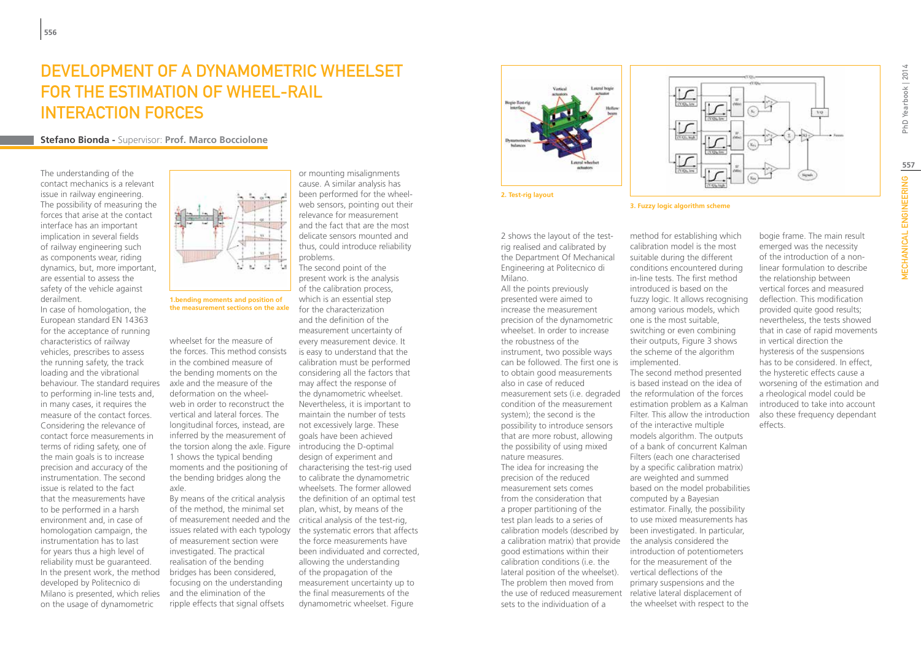# DEVELOPMENT OF A DYNAMOMETRIC WHEELSET FOR THE ESTIMATION OF WHEEL-RAIL INTERACTION FORCES

**Stefano Bionda** - Supervisor: **Prof. Marco Bocciolone**

The understanding of the contact mechanics is a relevant issue in railway engineering. The possibility of measuring the forces that arise at the contact interface has an important implication in several fields of railway engineering such as components wear, riding dynamics, but, more important, are essential to assess the safety of the vehicle against derailment.

In case of homologation, the European standard EN 14363 for the acceptance of running characteristics of railway vehicles, prescribes to assess the running safety, the track loading and the vibrational behaviour. The standard requires to performing in-line tests and, in many cases, it requires the measure of the contact forces. Considering the relevance of contact force measurements in terms of riding safety, one of the main goals is to increase precision and accuracy of the instrumentation. The second issue is related to the fact that the measurements have to be performed in a harsh environment and, in case of homologation campaign, the instrumentation has to last for years thus a high level of reliability must be guaranteed. In the present work, the method developed by Politecnico di Milano is presented, which relies on the usage of dynamometric wheelset for the measure of the forces. This method consists in the combined measure of the bending moments on the axle and the measure of the deformation on the wheel-web in order to reconstruct the vertical and lateral forces. The longitudinal forces, instead, are inferred by the measurement of the torsion along the axle. Figure 1 shows the typical bending moments and the positioning of the bending bridges along the axle.

**1.bending moments and position of the measurement sections on the axle**

By means of the critical analysis of the method, the minimal set of measurement needed and the issues related with each typology of measurement section were investigated. The practical realisation of the bending bridges has been considered, focusing on the understanding and the elimination of the ripple effects that signal offsets or mounting misalignments cause. A similar analysis has been performed for the wheel-web sensors, pointing out their relevance for measurement and the fact that are the most delicate sensors mounted and thus, could introduce reliability problems.

The second point of the present work is the analysis of the calibration process, which is an essential step for the characterization and the definition of the measurement uncertainty of every measurement device. It is easy to understand that the calibration must be performed considering all the factors that may affect the response of the dynamometric wheelset. Nevertheless, it is important to maintain the number of tests not excessively large. These goals have been achieved introducing the D-optimal design of experiment and characterising the test-rig used to calibrate the dynamometric wheelsets. The former allowed the definition of an optimal test plan, whist, by means of the critical analysis of the test-rig, the systematic errors that affects the force measurements have been individuated and corrected, allowing the understanding of the propagation of the measurement uncertainty up to the final measurements of the dynamometric wheelset. Figure 2 shows the layout of the test-rig realised and calibrated by the Department Of Mechanical Engineering at Politecnico di Milano.

**2. Test-rig layout**

**3. Fuzzy logic algorithm scheme**

All the points previously presented were aimed to increase the measurement precision of the dynamometric wheelset. In order to increase the robustness of the instrument, two possible ways can be followed. The first one is to obtain good measurements also in case of reduced measurement sets (i.e. degraded condition of the measurement system); the second is the possibility to introduce sensors that are more robust, allowing the possibility of using mixed nature measures.

The idea for increasing the precision of the reduced measurement sets comes from the consideration that a proper partitioning of the test plan leads to a series of calibration models (described by a calibration matrix) that provide good estimations within their calibration conditions (i.e. the lateral position of the wheelset). The problem then moved from the use of reduced measurement sets to the individuation of a method for establishing which calibration model is the most suitable during the different conditions encountered during in-line tests. The first method introduced is based on the fuzzy logic. It allows recognising among various models, which one is the most suitable, switching or even combining their outputs, Figure 3 shows the scheme of the algorithm implemented.

The second method presented is based instead on the idea of the reformulation of the forces estimation problem as a Kalman Filter. This allow the introduction of the interactive multiple models algorithm. The outputs of a bank of concurrent Kalman Filters (each one characterised by a specific calibration matrix) are weighted and summed based on the model probabilities computed by a Bayesian estimator. Finally, the possibility to use mixed measurements has been investigated. In particular, the analysis considered the introduction of potentiometers for the measurement of the vertical deflections of the primary suspensions and the relative lateral displacement of the wheelset with respect to the bogie frame. The main result emerged was the necessity of the introduction of a non-linear formulation to describe the relationship between vertical forces and measured deflection. This modification provided quite good results; nevertheless, the tests showed that in case of rapid movements in vertical direction the hysteresis of the suspensions has to be considered. In effect, the hysteretic effects cause a worsening of the estimation and a rheological model could be introduced to take into account also these frequency dependant effects.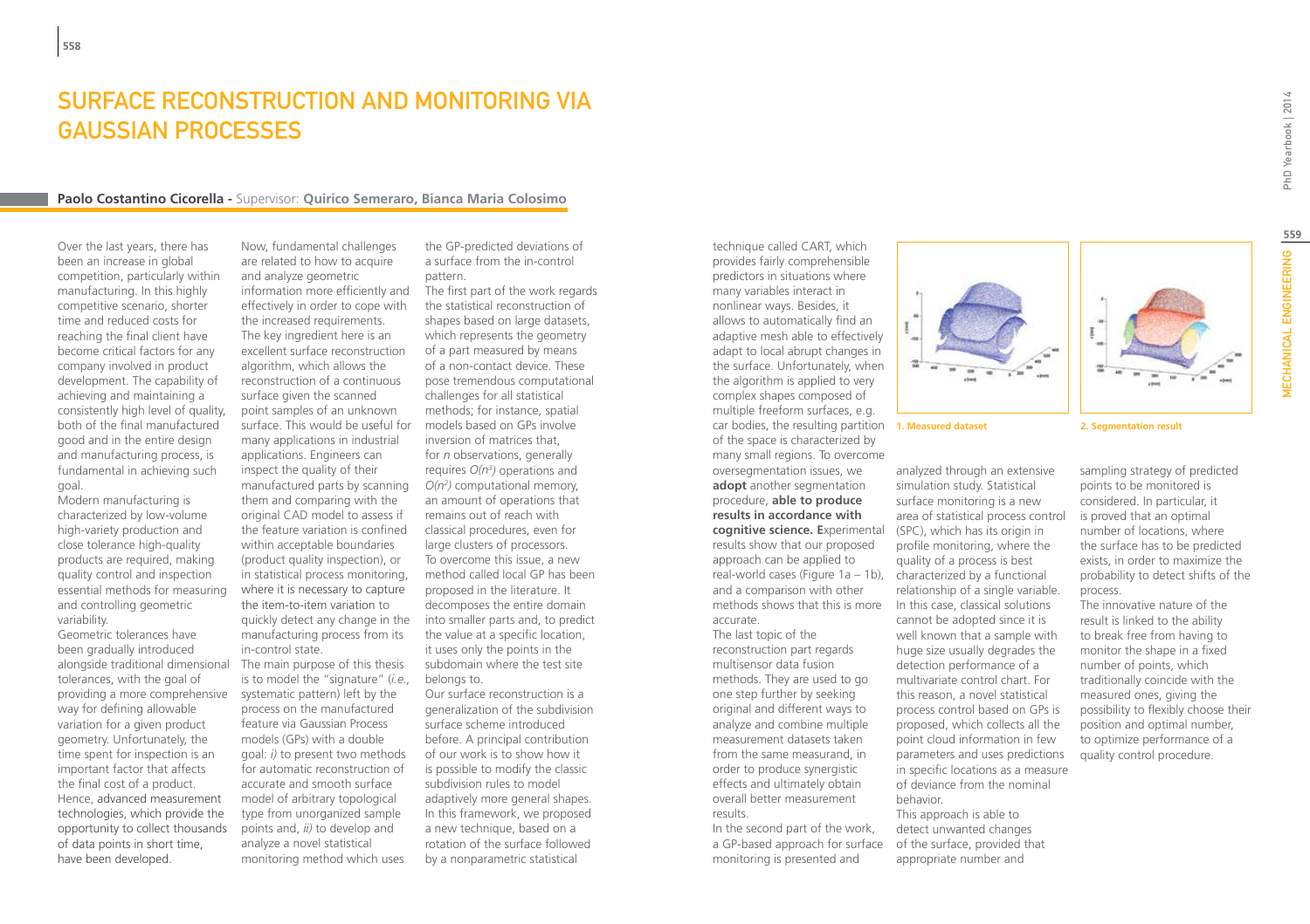# SURFACE RECONSTRUCTION AND MONITORING VIA GAUSSIAN PROCESSES

**Paolo Costantino Cicorella -** Supervisor: **Quirico Semeraro, Bianca Maria Colosimo**

Over the last years, there has been an increase in global competition, particularly within manufacturing. In this highly competitive scenario, shorter time and reduced costs for reaching the final client have become critical factors for any company involved in product development. The capability of achieving and maintaining a consistently high level of quality, both of the final manufactured good and in the entire design and manufacturing process, is fundamental in achieving such goal.

Modern manufacturing is characterized by low-volume high-variety production and close tolerance high-quality products are required, making quality control and inspection essential methods for measuring and controlling geometric variability.

Geometric tolerances have been gradually introduced alongside traditional dimensional tolerances, with the goal of providing a more comprehensive way for defining allowable variation for a given product geometry. Unfortunately, the time spent for inspection is an important factor that affects the final cost of a product. Hence, advanced measurement technologies, which provide the opportunity to collect thousands of data points in short time, have been developed.

Now, fundamental challenges are related to how to acquire and analyze geometric information more efficiently and effectively in order to cope with the increased requirements. The key ingredient here is an excellent surface reconstruction algorithm, which allows the reconstruction of a continuous surface given the scanned point samples of an unknown surface. This would be useful for many applications in industrial applications. Engineers can inspect the quality of their manufactured parts by scanning them and comparing with the original CAD model to assess if the feature variation is confined within acceptable boundaries (product quality inspection), or in statistical process monitoring, where it is necessary to capture the item-to-item variation to quickly detect any change in the manufacturing process from its in-control state.

The main purpose of this thesis is to model the "signature" (*i.e.,* systematic pattern) left by the process on the manufactured feature via Gaussian Process models (GPs) with a double goal: *i)* to present two methods for automatic reconstruction of accurate and smooth surface model of arbitrary topological type from unorganized sample points and, *ii)* to develop and analyze a novel statistical monitoring method which uses the GP-predicted deviations of a surface from the in-control pattern.

The first part of the work regards the statistical reconstruction of shapes based on large datasets, which represents the geometry of a part measured by means of a non-contact device. These pose tremendous computational challenges for all statistical methods; for instance, spatial models based on GPs involve inversion of matrices that, for *n* observations, generally requires $O(n^3)$ operations and $O(n^2)$ computational memory, an amount of operations that remains out of reach with classical procedures, even for large clusters of processors. To overcome this issue, a new method called local GP has been proposed in the literature. It decomposes the entire domain into smaller parts and, to predict the value at a specific location, it uses only the points in the subdomain where the test site belongs to.

Our surface reconstruction is a generalization of the subdivision surface scheme introduced before. A principal contribution of our work is to show how it is possible to modify the classic subdivision rules to model adaptively more general shapes. In this framework, we proposed a new technique, based on a rotation of the surface followed by a nonparametric statistical technique called CART, which provides fairly comprehensible predictors in situations where many variables interact in nonlinear ways. Besides, it allows to automatically find an adaptive mesh able to effectively adapt to local abrupt changes in the surface. Unfortunately, when the algorithm is applied to very complex shapes composed of multiple freeform surfaces, e.g. car bodies, the resulting partition of the space is characterized by many small regions. To overcome oversegmentation issues, we **adopt** another segmentation procedure, **able to produce results in accordance with cognitive science. E**xperimental results show that our proposed approach can be applied to real-world cases (Figure 1a – 1b), and a comparison with other methods shows that this is more accurate.

The last topic of the reconstruction part regards multisensor data fusion methods. They are used to go one step further by seeking original and different ways to analyze and combine multiple measurement datasets taken from the same measurand, in order to produce synergistic effects and ultimately obtain overall better measurement results.

In the second part of the work, a GP-based approach for surface monitoring is presented and analyzed through an extensive simulation study. Statistical surface monitoring is a new area of statistical process control (SPC), which has its origin in profile monitoring, where the quality of a process is best characterized by a functional relationship of a single variable. In this case, classical solutions cannot be adopted since it is well known that a sample with huge size usually degrades the detection performance of a multivariate control chart. For this reason, a novel statistical process control based on GPs is proposed, which collects all the point cloud information in few parameters and uses predictions in specific locations as a measure of deviance from the nominal behavior.

This approach is able to detect unwanted changes of the surface, provided that appropriate number and sampling strategy of predicted points to be monitored is considered. In particular, it is proved that an optimal number of locations, where the surface has to be predicted exists, in order to maximize the probability to detect shifts of the process.

The innovative nature of the result is linked to the ability to break free from having to monitor the shape in a fixed number of points, which traditionally coincide with the measured ones, giving the possibility to flexibly choose their position and optimal number, to optimize performance of a quality control procedure.

**1. Measured dataset**

**2. Segmentation result**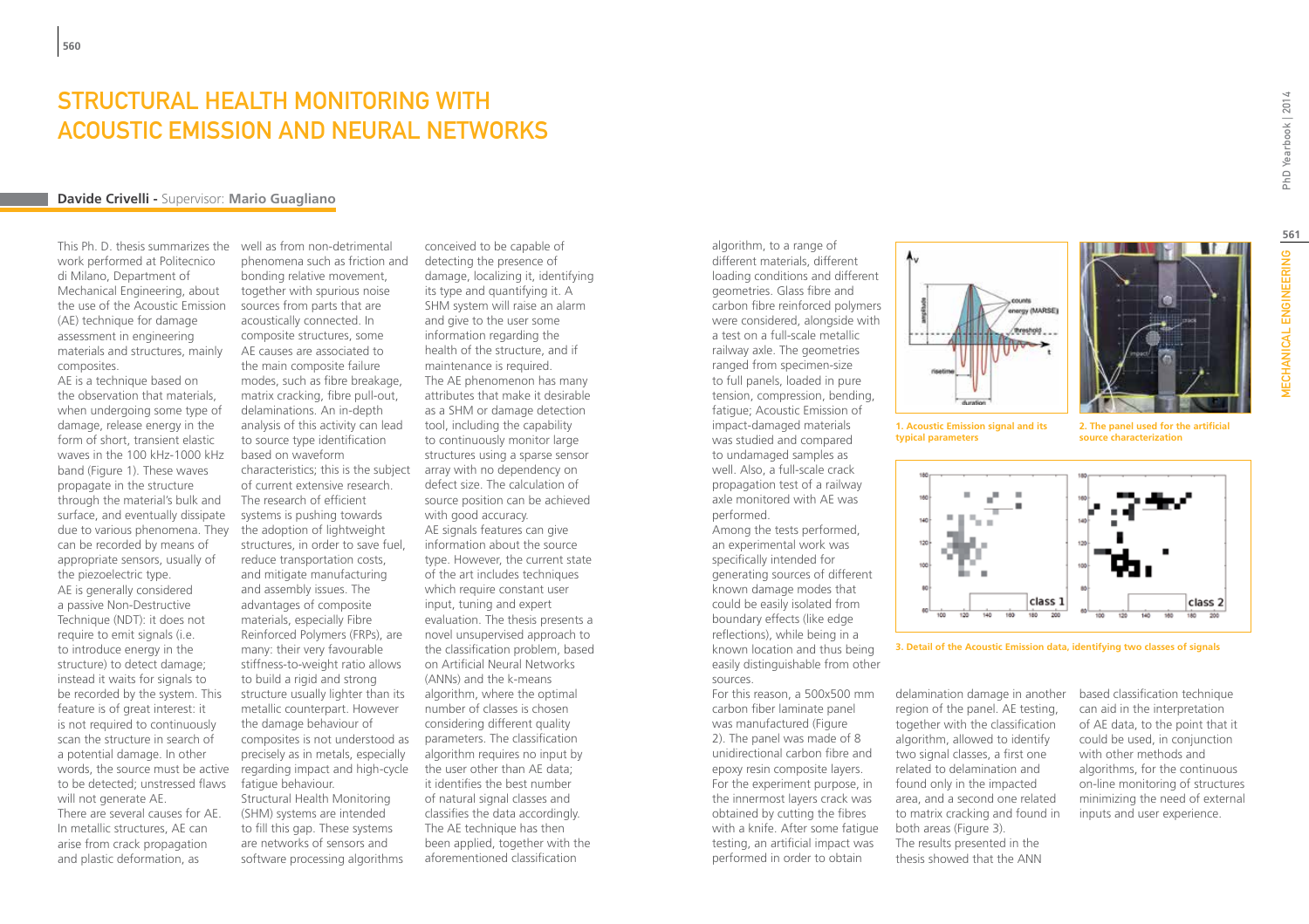# STRUCTURAL HEALTH MONITORING WITH ACOUSTIC EMISSION AND NEURAL NETWORKS

**Davide Crivelli** - Supervisor: **Mario Guagliano**

This Ph. D. thesis summarizes the work performed at Politecnico di Milano, Department of Mechanical Engineering, about the use of the Acoustic Emission (AE) technique for damage assessment in engineering materials and structures, mainly composites.

AE is a technique based on the observation that materials, when undergoing some type of damage, release energy in the form of short, transient elastic waves in the 100 kHz-1000 kHz band (Figure 1). These waves propagate in the structure through the material's bulk and surface, and eventually dissipate due to various phenomena. They can be recorded by means of appropriate sensors, usually of the piezoelectric type.

AE is generally considered a passive Non-Destructive Technique (NDT): it does not require to emit signals (i.e. to introduce energy in the structure) to detect damage; instead it waits for signals to be recorded by the system. This feature is of great interest: it is not required to continuously scan the structure in search of a potential damage. In other words, the source must be active to be detected; unstressed flaws will not generate AE.

There are several causes for AE. In metallic structures, AE can arise from crack propagation and plastic deformation, as well as from non-detrimental phenomena such as friction and bonding relative movement, together with spurious noise sources from parts that are acoustically connected. In composite structures, some AE causes are associated to the main composite failure modes, such as fibre breakage, matrix cracking, fibre pull-out, delaminations. An in-depth analysis of this activity can lead to source type identification based on waveform characteristics; this is the subject of current extensive research.

The research of efficient systems is pushing towards the adoption of lightweight structures, in order to save fuel, reduce transportation costs, and mitigate manufacturing and assembly issues. The advantages of composite materials, especially Fibre Reinforced Polymers (FRPs), are many: their very favourable stiffness-to-weight ratio allows to build a rigid and strong structure usually lighter than its metallic counterpart. However the damage behaviour of composites is not understood as precisely as in metals, especially regarding impact and high-cycle fatigue behaviour.

Structural Health Monitoring (SHM) systems are intended to fill this gap. These systems are networks of sensors and software processing algorithms conceived to be capable of detecting the presence of damage, localizing it, identifying its type and quantifying it. A SHM system will raise an alarm and give to the user some information regarding the health of the structure, and if maintenance is required.

The AE phenomenon has many attributes that make it desirable as a SHM or damage detection tool, including the capability to continuously monitor large structures using a sparse sensor array with no dependency on defect size. The calculation of source position can be achieved with good accuracy.

AE signals features can give information about the source type. However, the current state of the art includes techniques which require constant user input, tuning and expert evaluation. The thesis presents a novel unsupervised approach to the classification problem, based on Artificial Neural Networks (ANNs) and the k-means algorithm, where the optimal number of classes is chosen considering different quality parameters. The classification algorithm requires no input by the user other than AE data; it identifies the best number of natural signal classes and classifies the data accordingly.

The AE technique has then been applied, together with the aforementioned classification algorithm, to a range of different materials, different loading conditions and different geometries. Glass fibre and carbon fibre reinforced polymers were considered, alongside with a test on a full-scale metallic railway axle. The geometries ranged from specimen-size to full panels, loaded in pure tension, compression, bending, fatigue; Acoustic Emission of impact-damaged materials was studied and compared to undamaged samples as well. Also, a full-scale crack propagation test of a railway axle monitored with AE was performed.

Among the tests performed, an experimental work was specifically intended for generating sources of different known damage modes that could be easily isolated from boundary effects (like edge reflections), while being in a known location and thus being easily distinguishable from other sources.

For this reason, a 500x500 mm carbon fiber laminate panel was manufactured (Figure 2). The panel was made of 8 unidirectional carbon fibre and epoxy resin composite layers. For the experiment purpose, in the innermost layers crack was obtained by cutting the fibres with a knife. After some fatigue testing, an artificial impact was performed in order to obtain delamination damage in another region of the panel. AE testing, together with the classification algorithm, allowed to identify two signal classes, a first one related to delamination and found only in the impacted area, and a second one related to matrix cracking and found in both areas (Figure 3).

The results presented in the thesis showed that the ANN based classification technique can aid in the interpretation of AE data, to the point that it could be used, in conjunction with other methods and algorithms, for the continuous on-line monitoring of structures minimizing the need of external inputs and user experience.

**1. Acoustic Emission signal and its typical parameters**

**2. The panel used for the artificial source characterization**

**3. Detail of the Acoustic Emission data, identifying two classes of signals**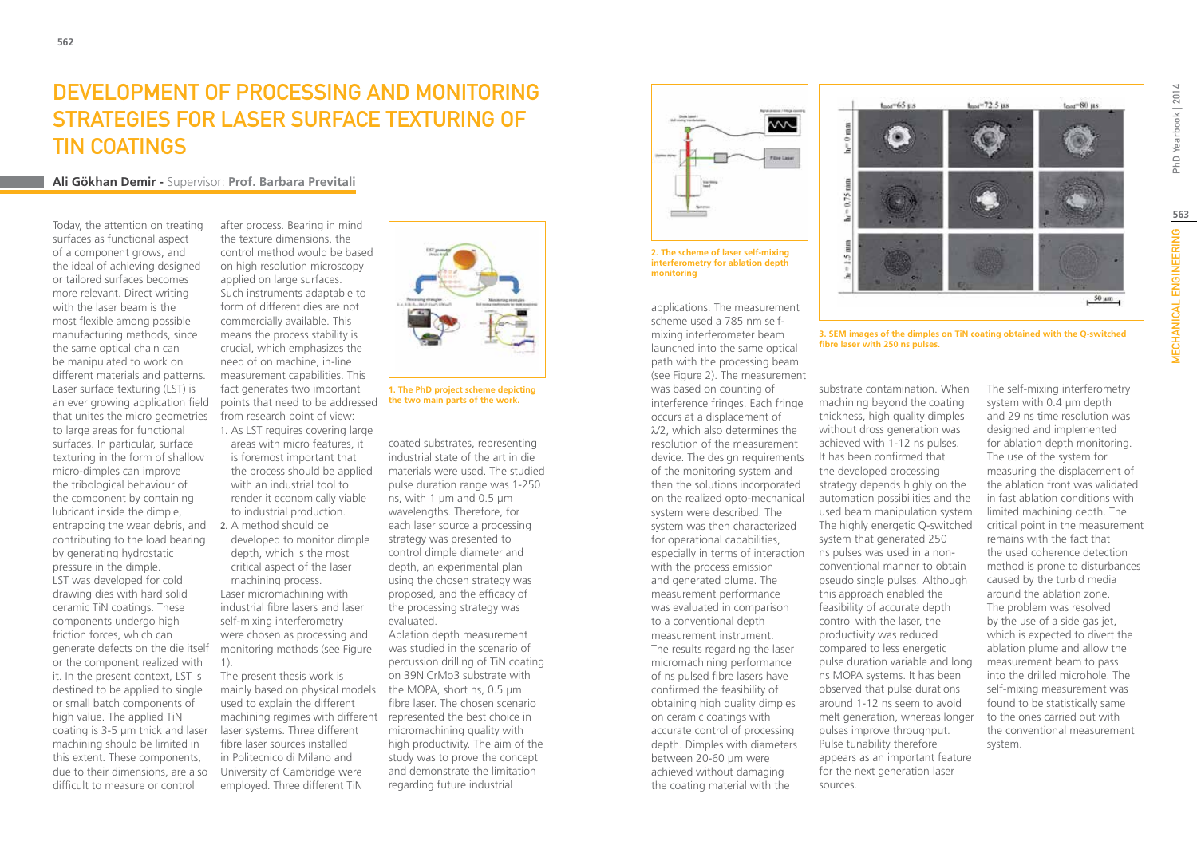# DEVELOPMENT OF PROCESSING AND MONITORING STRATEGIES FOR LASER SURFACE TEXTURING OF TIN COATINGS

**Ali Gökhan Demir -** Supervisor: **Prof. Barbara Previtali**

Today, the attention on treating surfaces as functional aspect of a component grows, and the ideal of achieving designed or tailored surfaces becomes more relevant. Direct writing with the laser beam is the most flexible among possible manufacturing methods, since the same optical chain can be manipulated to work on different materials and patterns. Laser surface texturing (LST) is an ever growing application field that unites the micro geometries to large areas for functional surfaces. In particular, surface texturing in the form of shallow micro-dimples can improve the tribological behaviour of the component by containing lubricant inside the dimple, entrapping the wear debris, and contributing to the load bearing by generating hydrostatic pressure in the dimple.

LST was developed for cold drawing dies with hard solid ceramic TiN coatings. These components undergo high friction forces, which can generate defects on the die itself or the component realized with it. In the present context, LST is destined to be applied to single or small batch components of high value. The applied TiN coating is 3-5 µm thick and laser machining should be limited in this extent. These components, due to their dimensions, are also difficult to measure or control after process. Bearing in mind the texture dimensions, the control method would be based on high resolution microscopy applied on large surfaces. Such instruments adaptable to form of different dies are not commercially available. This means the process stability is crucial, which emphasizes the need of on machine, in-line measurement capabilities. This fact generates two important points that need to be addressed from research point of view:

1. As LST requires covering large areas with micro features, it is foremost important that the process should be applied with an industrial tool to render it economically viable to industrial production.
2. A method should be developed to monitor dimple depth, which is the most critical aspect of the laser machining process.

Laser micromachining with industrial fibre lasers and laser self-mixing interferometry were chosen as processing and monitoring methods (see Figure 1).

The present thesis work is mainly based on physical models used to explain the different machining regimes with different laser systems. Three different fibre laser sources installed in Politecnico di Milano and University of Cambridge were employed. Three different TiN coated substrates, representing industrial state of the art in die materials were used. The studied pulse duration range was 1-250 ns, with 1 µm and 0.5 µm wavelengths. Therefore, for each laser source a processing strategy was presented to control dimple diameter and depth, an experimental plan using the chosen strategy was proposed, and the efficacy of the processing strategy was evaluated.

1. The PhD project scheme depicting the two main parts of the work.

Ablation depth measurement was studied in the scenario of percussion drilling of TiN coating on 39NiCrMo3 substrate with the MOPA, short ns, 0.5 µm fibre laser. The chosen scenario represented the best choice in micromachining quality with high productivity. The aim of the study was to prove the concept and demonstrate the limitation regarding future industrial applications. The measurement scheme used a 785 nm self-mixing interferometer beam launched into the same optical path with the processing beam (see Figure 2). The measurement was based on counting of interference fringes. Each fringe occurs at a displacement of $\lambda/2$, which also determines the resolution of the measurement device. The design requirements of the monitoring system and then the solutions incorporated on the realized opto-mechanical system were described. The system was then characterized for operational capabilities, especially in terms of interaction with the process emission and generated plume. The measurement performance was evaluated in comparison to a conventional depth measurement instrument.

2. The scheme of laser self-mixing interferometry for ablation depth monitoring

The results regarding the laser micromachining performance of ns pulsed fibre lasers have confirmed the feasibility of obtaining high quality dimples on ceramic coatings with accurate control of processing depth. Dimples with diameters between 20-60 µm were achieved without damaging the coating material with the substrate contamination. When machining beyond the coating thickness, high quality dimples without dross generation was achieved with 1-12 ns pulses. It has been confirmed that the developed processing strategy depends highly on the automation possibilities and the used beam manipulation system. The highly energetic Q-switched system that generated 250 ns pulses was used in a non-conventional manner to obtain pseudo single pulses. Although this approach enabled the feasibility of accurate depth control with the laser, the productivity was reduced compared to less energetic pulse duration variable and long ns MOPA systems. It has been observed that pulse durations around 1-12 ns seem to avoid melt generation, whereas longer pulses improve throughput. Pulse tunability therefore appears as an important feature for the next generation laser sources.

3. SEM images of the dimples on TiN coating obtained with the Q-switched fibre laser with 250 ns pulses.

The self-mixing interferometry system with 0.4 µm depth and 29 ns time resolution was designed and implemented for ablation depth monitoring. The use of the system for measuring the displacement of the ablation front was validated in fast ablation conditions with limited machining depth. The critical point in the measurement remains with the fact that the used coherence detection method is prone to disturbances caused by the turbid media around the ablation zone. The problem was resolved by the use of a side gas jet, which is expected to divert the ablation plume and allow the measurement beam to pass into the drilled microhole. The self-mixing measurement was found to be statistically same to the ones carried out with the conventional measurement system.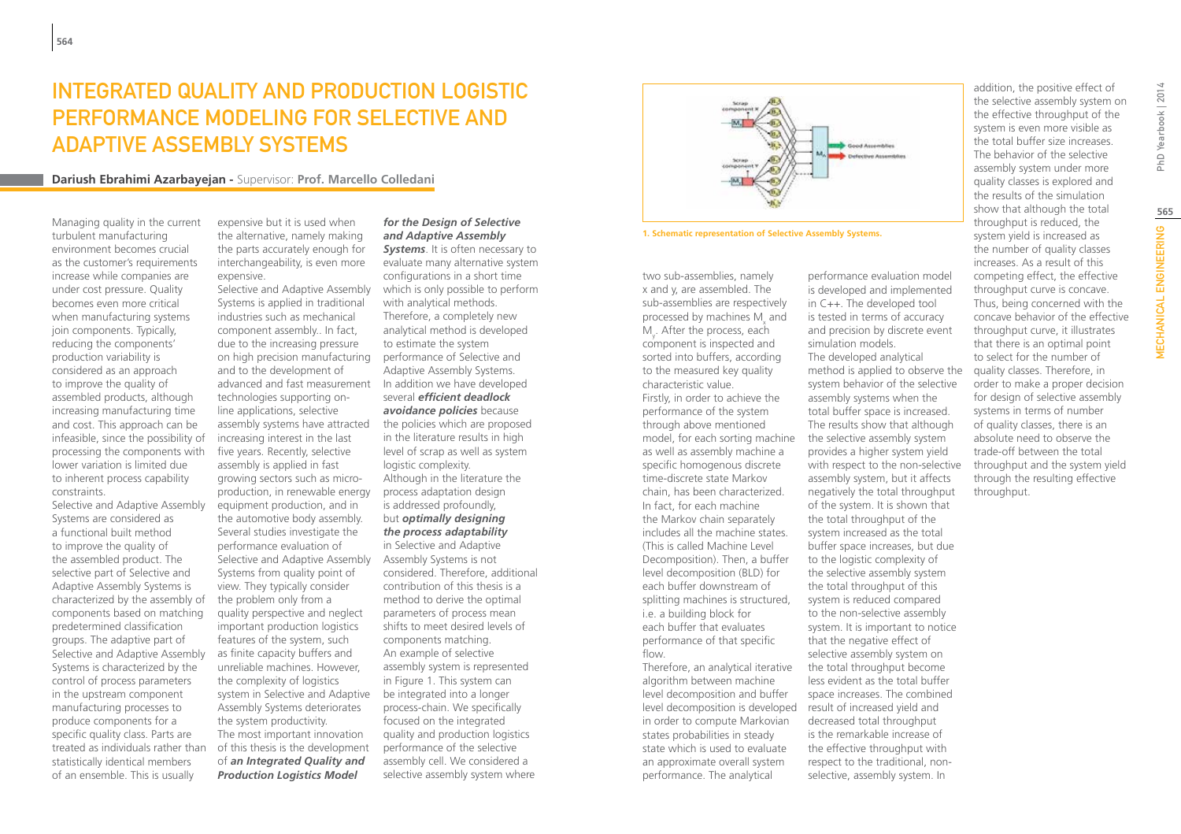# Integrated Quality and Production Logistic Performance Modeling for Selective and Adaptive Assembly Systems

**Dariush Ebrahimi Azarbayejan** - Supervisor: **Prof. Marcello Colledani**

Managing quality in the current turbulent manufacturing environment becomes crucial as the customer's requirements increase while companies are under cost pressure. Quality becomes even more critical when manufacturing systems join components. Typically, reducing the components' production variability is considered as an approach to improve the quality of assembled products, although increasing manufacturing time and cost. This approach can be infeasible, since the possibility of processing the components with lower variation is limited due to inherent process capability constraints.

Selective and Adaptive Assembly Systems are considered as a functional built method to improve the quality of the assembled product. The selective part of Selective and Adaptive Assembly Systems is characterized by the assembly of components based on matching predetermined classification groups. The adaptive part of Selective and Adaptive Assembly Systems is characterized by the control of process parameters in the upstream component manufacturing processes to produce components for a specific quality class. Parts are treated as individuals rather than statistically identical members of an ensemble. This is usually expensive but it is used when the alternative, namely making the parts accurately enough for interchangeability, is even more expensive.

Selective and Adaptive Assembly Systems is applied in traditional industries such as mechanical component assembly.. In fact, due to the increasing pressure on high precision manufacturing and to the development of advanced and fast measurement technologies supporting on-line applications, selective assembly systems have attracted increasing interest in the last five years. Recently, selective assembly is applied in fast growing sectors such as micro-production, in renewable energy equipment production, and in the automotive body assembly. Several studies investigate the performance evaluation of Selective and Adaptive Assembly Systems from quality point of view. They typically consider the problem only from a quality perspective and neglect important production logistics features of the system, such as finite capacity buffers and unreliable machines. However, the complexity of logistics system in Selective and Adaptive Assembly Systems deteriorates the system productivity.

The most important innovation of this thesis is the development of ***an Integrated Quality and Production Logistics Model for the Design of Selective and Adaptive Assembly Systems***. It is often necessary to evaluate many alternative system configurations in a short time which is only possible to perform with analytical methods. Therefore, a completely new analytical method is developed to estimate the system performance of Selective and Adaptive Assembly Systems. In addition we have developed several ***efficient deadlock avoidance policies*** because the policies which are proposed in the literature results in high level of scrap as well as system logistic complexity.

Although in the literature the process adaptation design is addressed profoundly, but ***optimally designing the process adaptability*** in Selective and Adaptive Assembly Systems is not considered. Therefore, additional contribution of this thesis is a method to derive the optimal parameters of process mean shifts to meet desired levels of components matching.

An example of selective assembly system is represented in Figure 1. This system can be integrated into a longer process-chain. We specifically focused on the integrated quality and production logistics performance of the selective assembly cell. We considered a selective assembly system where two sub-assemblies, namely x and y, are assembled. The sub-assemblies are respectively processed by machines $M_x$ and $M_y$. After the process, each component is inspected and sorted into buffers, according to the measured key quality characteristic value.

**1. Schematic representation of Selective Assembly Systems.**

Firstly, in order to achieve the performance of the system through above mentioned model, for each sorting machine as well as assembly machine a specific homogenous discrete time-discrete state Markov chain, has been characterized. In fact, for each machine the Markov chain separately includes all the machine states. (This is called Machine Level Decomposition). Then, a buffer level decomposition (BLD) for each buffer downstream of splitting machines is structured, i.e. a building block for each buffer that evaluates performance of that specific flow.

Therefore, an analytical iterative algorithm between machine level decomposition and buffer level decomposition is developed in order to compute Markovian states probabilities in steady state which is used to evaluate an approximate overall system performance. The analytical performance evaluation model is developed and implemented in C++. The developed tool is tested in terms of accuracy and precision by discrete event simulation models.

The developed analytical method is applied to observe the system behavior of the selective assembly systems when the total buffer space is increased. The results show that although the selective assembly system provides a higher system yield with respect to the non-selective assembly system, but it affects negatively the total throughput of the system. It is shown that the total throughput of the system increased as the total buffer space increases, but due to the logistic complexity of the selective assembly system the total throughput of this system is reduced compared to the non-selective assembly system. It is important to notice that the negative effect of selective assembly system on the total throughput become less evident as the total buffer space increases. The combined result of increased yield and decreased total throughput is the remarkable increase of the effective throughput with respect to the traditional, non-selective, assembly system. In addition, the positive effect of the selective assembly system on the effective throughput of the system is even more visible as the total buffer size increases. The behavior of the selective assembly system under more quality classes is explored and the results of the simulation show that although the total throughput is reduced, the system yield is increased as the number of quality classes increases. As a result of this competing effect, the effective throughput curve is concave. Thus, being concerned with the concave behavior of the effective throughput curve, it illustrates that there is an optimal point to select for the number of quality classes. Therefore, in order to make a proper decision for design of selective assembly systems in terms of number of quality classes, there is an absolute need to observe the trade-off between the total throughput and the system yield through the resulting effective throughput.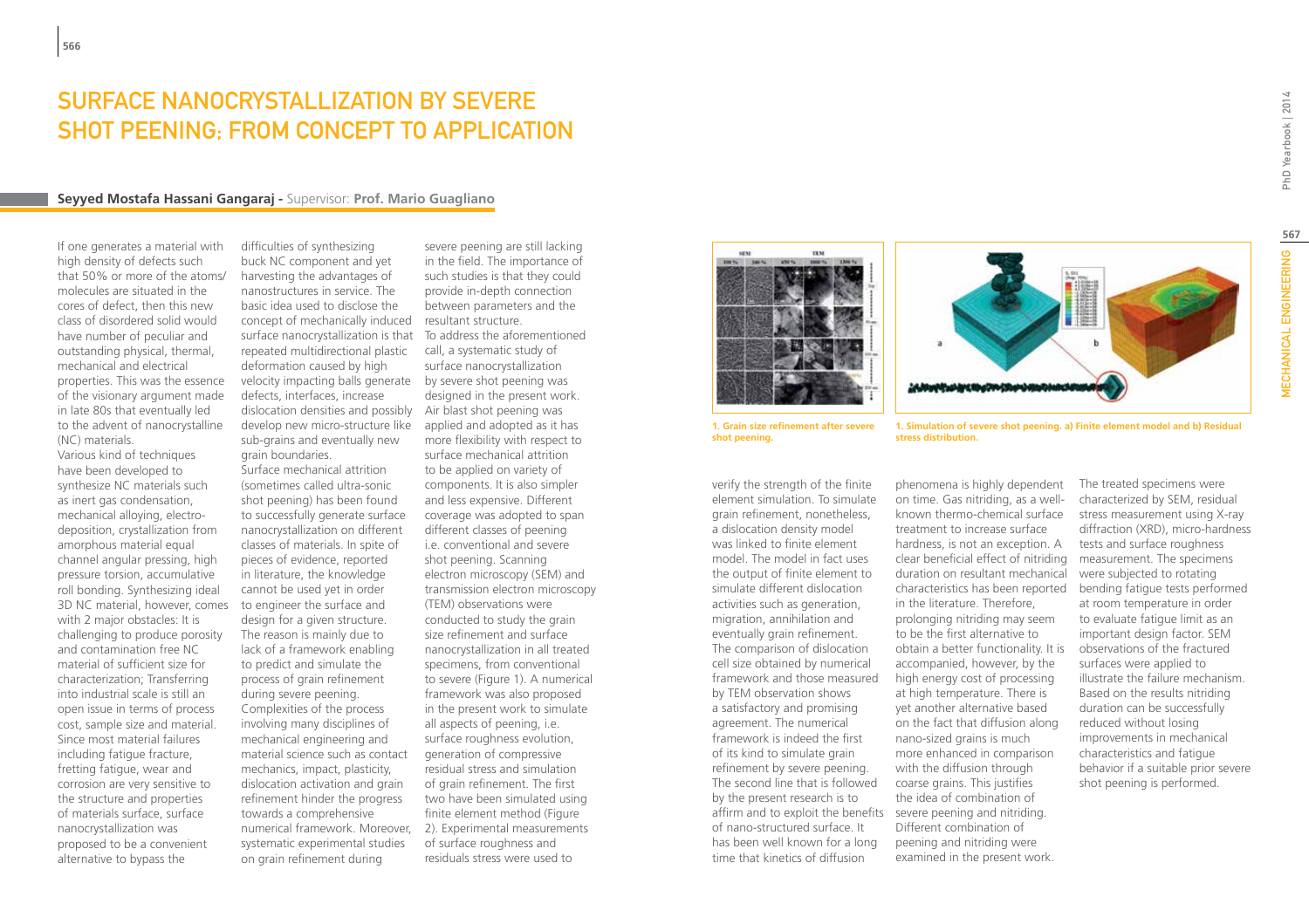# SURFACE NANOCRYSTALLIZATION BY SEVERE SHOT PEENING: FROM CONCEPT TO APPLICATION

**Seyyed Mostafa Hassani Gangaraj** - Supervisor: **Prof. Mario Guagliano**

If one generates a material with high density of defects such that 50% or more of the atoms/molecules are situated in the cores of defect, then this new class of disordered solid would have number of peculiar and outstanding physical, thermal, mechanical and electrical properties. This was the essence of the visionary argument made in late 80s that eventually led to the advent of nanocrystalline (NC) materials.

Various kind of techniques have been developed to synthesize NC materials such as inert gas condensation, mechanical alloying, electro-deposition, crystallization from amorphous material equal channel angular pressing, high pressure torsion, accumulative roll bonding. Synthesizing ideal 3D NC material, however, comes with 2 major obstacles: It is challenging to produce porosity and contamination free NC material of sufficient size for characterization; Transferring into industrial scale is still an open issue in terms of process cost, sample size and material. Since most material failures including fatigue fracture, fretting fatigue, wear and corrosion are very sensitive to the structure and properties of materials surface, surface nanocrystallization was proposed to be a convenient alternative to bypass the difficulties of synthesizing buck NC component and yet harvesting the advantages of nanostructures in service. The basic idea used to disclose the concept of mechanically induced surface nanocrystallization is that repeated multidirectional plastic deformation caused by high velocity impacting balls generate defects, interfaces, increase dislocation densities and possibly develop new micro-structure like sub-grains and eventually new grain boundaries.

Surface mechanical attrition (sometimes called ultra-sonic shot peening) has been found to successfully generate surface nanocrystallization on different classes of materials. In spite of pieces of evidence, reported in literature, the knowledge cannot be used yet in order to engineer the surface and design for a given structure. The reason is mainly due to lack of a framework enabling to predict and simulate the process of grain refinement during severe peening. Complexities of the process involving many disciplines of mechanical engineering and material science such as contact mechanics, impact, plasticity, dislocation activation and grain refinement hinder the progress towards a comprehensive numerical framework. Moreover, systematic experimental studies on grain refinement during severe peening are still lacking in the field. The importance of such studies is that they could provide in-depth connection between parameters and the resultant structure.

To address the aforementioned call, a systematic study of surface nanocrystallization by severe shot peening was designed in the present work. Air blast shot peening was applied and adopted as it has more flexibility with respect to surface mechanical attrition to be applied on variety of components. It is also simpler and less expensive. Different coverage was adopted to span different classes of peening i.e. conventional and severe shot peening. Scanning electron microscopy (SEM) and transmission electron microscopy (TEM) observations were conducted to study the grain size refinement and surface nanocrystallization in all treated specimens, from conventional to severe (Figure 1). A numerical framework was also proposed in the present work to simulate all aspects of peening, i.e. surface roughness evolution, generation of compressive residual stress and simulation of grain refinement. The first two have been simulated using finite element method (Figure 2). Experimental measurements of surface roughness and residuals stress were used to verify the strength of the finite element simulation. To simulate grain refinement, nonetheless, a dislocation density model was linked to finite element model. The model in fact uses the output of finite element to simulate different dislocation activities such as generation, migration, annihilation and eventually grain refinement. The comparison of dislocation cell size obtained by numerical framework and those measured by TEM observation shows a satisfactory and promising agreement. The numerical framework is indeed the first of its kind to simulate grain refinement by severe peening.

The second line that is followed by the present research is to affirm and to exploit the benefits of nano-structured surface. It has been well known for a long time that kinetics of diffusion phenomena is highly dependent on time. Gas nitriding, as a well-known thermo-chemical surface treatment to increase surface hardness, is not an exception. A clear beneficial effect of nitriding duration on resultant mechanical characteristics has been reported in the literature. Therefore, prolonging nitriding may seem to be the first alternative to obtain a better functionality. It is accompanied, however, by the high energy cost of processing at high temperature. There is yet another alternative based on the fact that diffusion along nano-sized grains is much more enhanced in comparison with the diffusion through coarse grains. This justifies the idea of combination of severe peening and nitriding. Different combination of peening and nitriding were examined in the present work. The treated specimens were characterized by SEM, residual stress measurement using X-ray diffraction (XRD), micro-hardness tests and surface roughness measurement. The specimens were subjected to rotating bending fatigue tests performed at room temperature in order to evaluate fatigue limit as an important design factor. SEM observations of the fractured surfaces were applied to illustrate the failure mechanism. Based on the results nitriding duration can be successfully reduced without losing improvements in mechanical characteristics and fatigue behavior if a suitable prior severe shot peening is performed.

**1. Grain size refinement after severe shot peening.**

**1. Simulation of severe shot peening. a) Finite element model and b) Residual stress distribution.**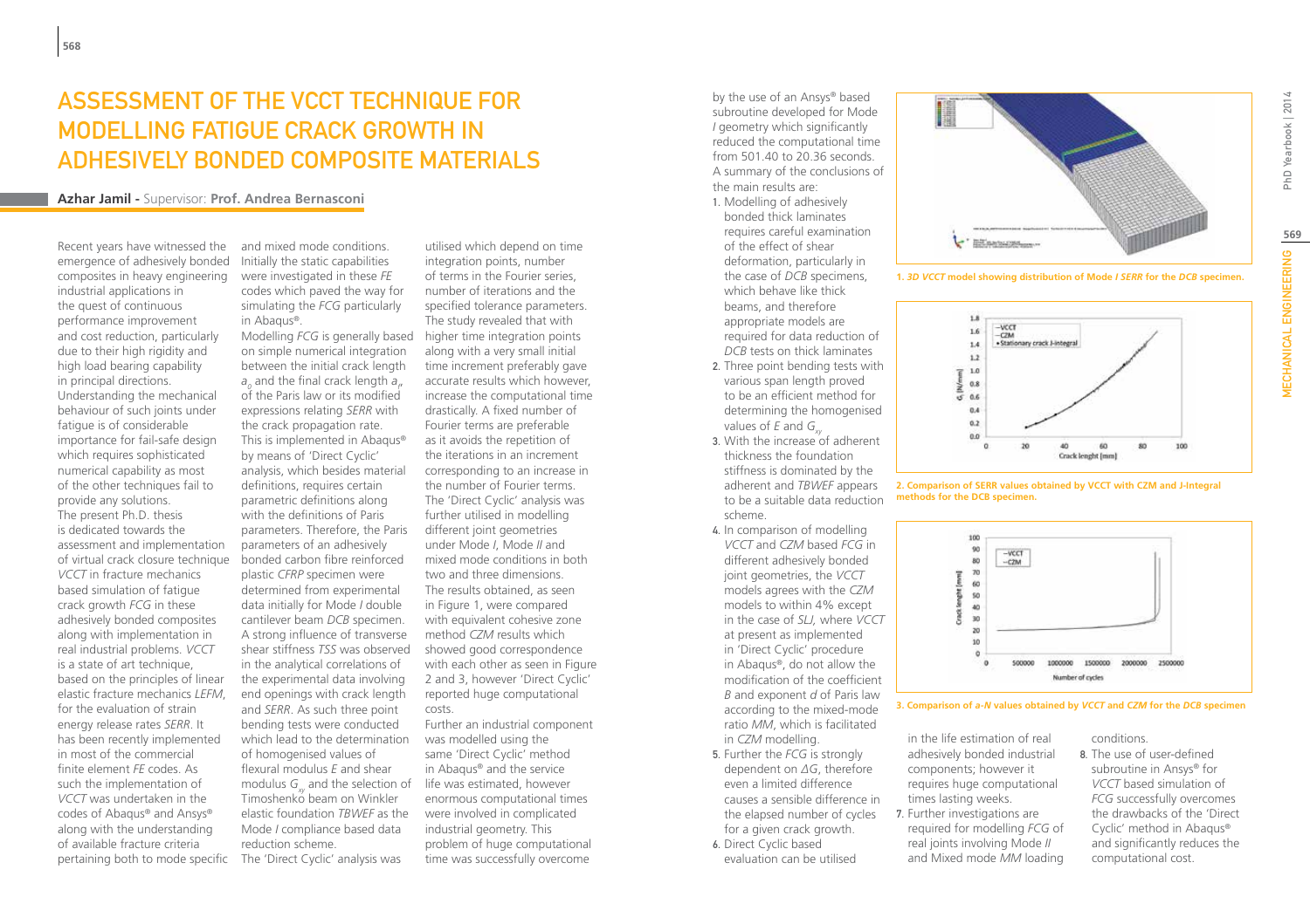# ASSESSMENT OF THE VCCT TECHNIQUE FOR MODELLING FATIGUE CRACK GROWTH IN ADHESIVELY BONDED COMPOSITE MATERIALS

**Azhar Jamil** - Supervisor: **Prof. Andrea Bernasconi**

Recent years have witnessed the emergence of adhesively bonded composites in heavy engineering industrial applications in the quest of continuous performance improvement and cost reduction, particularly due to their high rigidity and high load bearing capability in principal directions. Understanding the mechanical behaviour of such joints under fatigue is of considerable importance for fail-safe design which requires sophisticated numerical capability as most of the other techniques fail to provide any solutions.

The present Ph.D. thesis is dedicated towards the assessment and implementation of virtual crack closure technique *VCCT* in fracture mechanics based simulation of fatigue crack growth *FCG* in these adhesively bonded composites along with implementation in real industrial problems. *VCCT* is a state of art technique, based on the principles of linear elastic fracture mechanics *LEFM*, for the evaluation of strain energy release rates *SERR*. It has been recently implemented in most of the commercial finite element *FE* codes. As such the implementation of *VCCT* was undertaken in the codes of Abaqus® and Ansys® along with the understanding of available fracture criteria pertaining both to mode specific and mixed mode conditions. Initially the static capabilities were investigated in these *FE* codes which paved the way for simulating the *FCG* particularly in Abaqus®.

Modelling *FCG* is generally based on simple numerical integration between the initial crack length $a_0$ and the final crack length $a_f$, of the Paris law or its modified expressions relating *SERR* with the crack propagation rate. This is implemented in Abaqus® by means of 'Direct Cyclic' analysis, which besides material definitions, requires certain parametric definitions along with the definitions of Paris parameters. Therefore, the Paris parameters of an adhesively bonded carbon fibre reinforced plastic *CFRP* specimen were determined from experimental data initially for Mode *I* double cantilever beam *DCB* specimen. A strong influence of transverse shear stiffness *TSS* was observed in the analytical correlations of the experimental data involving end openings with crack length and *SERR*. As such three point bending tests were conducted which lead to the determination of homogenised values of flexural modulus *E* and shear modulus $G_{xy}$ and the selection of Timoshenko beam on Winkler elastic foundation *TBWEF* as the Mode *I* compliance based data reduction scheme.

The 'Direct Cyclic' analysis was utilised which depend on time integration points, number of terms in the Fourier series, number of iterations and the specified tolerance parameters. The study revealed that with higher time integration points along with a very small initial time increment preferably gave accurate results which however, increase the computational time drastically. A fixed number of Fourier terms are preferable as it avoids the repetition of the iterations in an increment corresponding to an increase in the number of Fourier terms. The 'Direct Cyclic' analysis was further utilised in modelling different joint geometries under Mode *I*, Mode *II* and mixed mode conditions in both two and three dimensions. The results obtained, as seen in Figure 1, were compared with equivalent cohesive zone method *CZM* results which showed good correspondence with each other as seen in Figure 2 and 3, however 'Direct Cyclic' reported huge computational costs.

Further an industrial component was modelled using the same 'Direct Cyclic' method in Abaqus® and the service life was estimated, however enormous computational times were involved in complicated industrial geometry. This problem of huge computational time was successfully overcome by the use of an Ansys® based subroutine developed for Mode *I* geometry which significantly reduced the computational time from 501.40 to 20.36 seconds.

A summary of the conclusions of the main results are:

1. Modelling of adhesively bonded thick laminates requires careful examination of the effect of shear deformation, particularly in the case of *DCB* specimens, which behave like thick beams, and therefore appropriate models are required for data reduction of *DCB* tests on thick laminates
2. Three point bending tests with various span length proved to be an efficient method for determining the homogenised values of *E* and $G_{xy}$
3. With the increase of adherent thickness the foundation stiffness is dominated by the adherent and *TBWEF* appears to be a suitable data reduction scheme.
4. In comparison of modelling *VCCT* and *CZM* based *FCG* in different adhesively bonded joint geometries, the *VCCT* models agrees with the *CZM* models to within 4% except in the case of *SLJ*, where *VCCT* at present as implemented in 'Direct Cyclic' procedure in Abaqus®, do not allow the modification of the coefficient *B* and exponent *d* of Paris law according to the mixed-mode ratio *MM*, which is facilitated in *CZM* modelling.
5. Further the *FCG* is strongly dependent on $\Delta G$, therefore even a limited difference causes a sensible difference in the elapsed number of cycles for a given crack growth.
6. Direct Cyclic based evaluation can be utilised in the life estimation of real adhesively bonded industrial components; however it requires huge computational times lasting weeks.
7. Further investigations are required for modelling *FCG* of real joints involving Mode *II* and Mixed mode *MM* loading conditions.
8. The use of user-defined subroutine in Ansys® for *VCCT* based simulation of *FCG* successfully overcomes the drawbacks of the 'Direct Cyclic' method in Abaqus® and significantly reduces the computational cost.

**1. *3D VCCT* model showing distribution of Mode *I SERR* for the *DCB* specimen.**

**2. Comparison of SERR values obtained by VCCT with CZM and J-Integral methods for the DCB specimen.**

**3. Comparison of *a-N* values obtained by *VCCT* and *CZM* for the *DCB* specimen**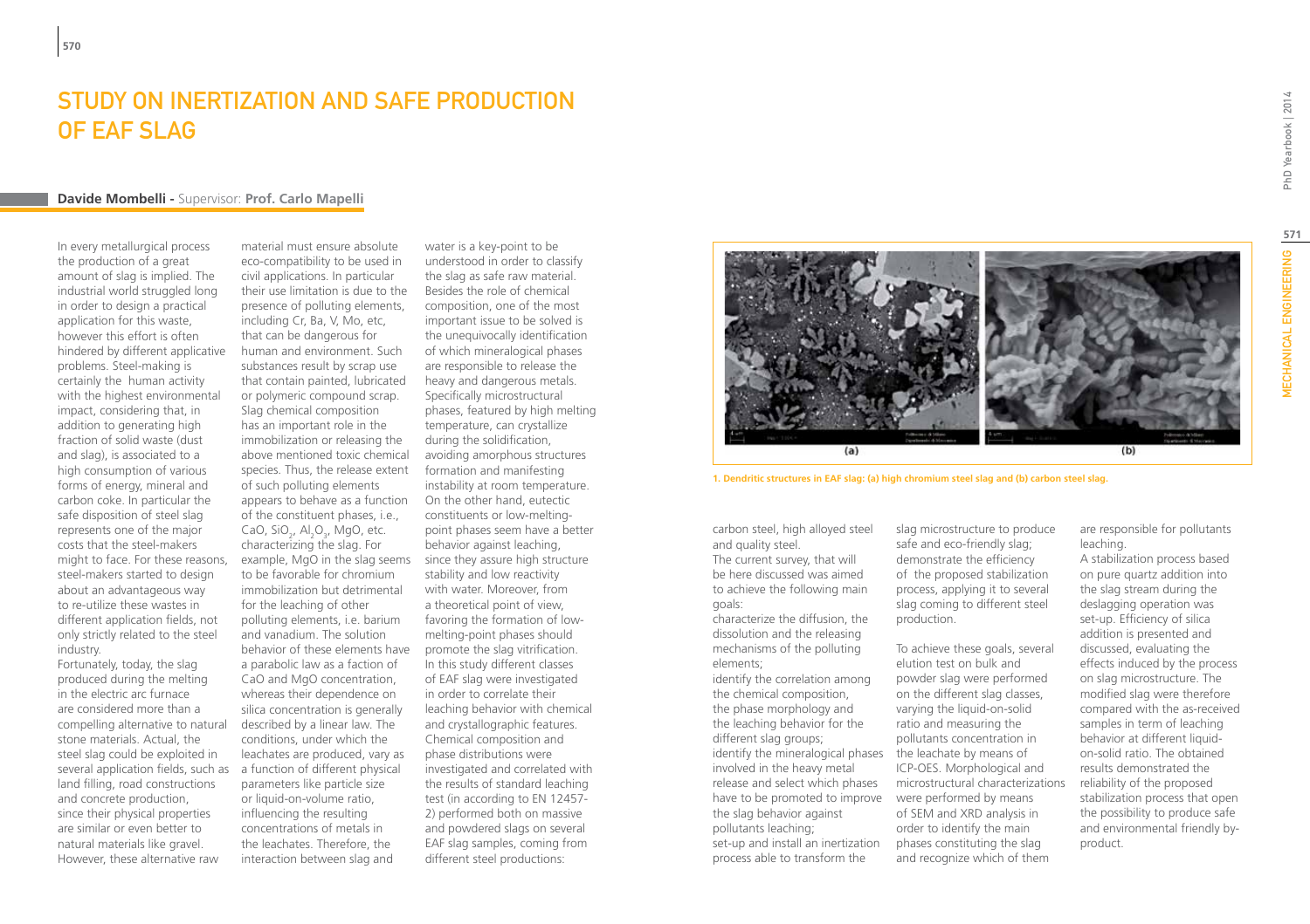# STUDY ON INERTIZATION AND SAFE PRODUCTION OF EAF SLAG

**Davide Mombelli** - Supervisor: **Prof. Carlo Mapelli**

In every metallurgical process the production of a great amount of slag is implied. The industrial world struggled long in order to design a practical application for this waste, however this effort is often hindered by different applicative problems. Steel-making is certainly the human activity with the highest environmental impact, considering that, in addition to generating high fraction of solid waste (dust and slag), is associated to a high consumption of various forms of energy, mineral and carbon coke. In particular the safe disposition of steel slag represents one of the major costs that the steel-makers might to face. For these reasons, steel-makers started to design about an advantageous way to re-utilize these wastes in different application fields, not only strictly related to the steel industry.

Fortunately, today, the slag produced during the melting in the electric arc furnace are considered more than a compelling alternative to natural stone materials. Actual, the steel slag could be exploited in several application fields, such as land filling, road constructions and concrete production, since their physical properties are similar or even better to natural materials like gravel. However, these alternative raw material must ensure absolute eco-compatibility to be used in civil applications. In particular their use limitation is due to the presence of polluting elements, including Cr, Ba, V, Mo, etc, that can be dangerous for human and environment. Such substances result by scrap use that contain painted, lubricated or polymeric compound scrap. Slag chemical composition has an important role in the immobilization or releasing the above mentioned toxic chemical species. Thus, the release extent of such polluting elements appears to behave as a function of the constituent phases, i.e., CaO, $SiO_2$, $Al_2O_3$, MgO, etc. characterizing the slag. For example, MgO in the slag seems to be favorable for chromium immobilization but detrimental for the leaching of other polluting elements, i.e. barium and vanadium. The solution behavior of these elements have a parabolic law as a faction of CaO and MgO concentration, whereas their dependence on silica concentration is generally described by a linear law. The conditions, under which the leachates are produced, vary as a function of different physical parameters like particle size or liquid-on-volume ratio, influencing the resulting concentrations of metals in the leachates. Therefore, the interaction between slag and water is a key-point to be understood in order to classify the slag as safe raw material. Besides the role of chemical composition, one of the most important issue to be solved is the unequivocally identification of which mineralogical phases are responsible to release the heavy and dangerous metals. Specifically microstructural phases, featured by high melting temperature, can crystallize during the solidification, avoiding amorphous structures formation and manifesting instability at room temperature. On the other hand, eutectic constituents or low-melting-point phases seem have a better behavior against leaching, since they assure high structure stability and low reactivity with water. Moreover, from a theoretical point of view, favoring the formation of low-melting-point phases should promote the slag vitrification. In this study different classes of EAF slag were investigated in order to correlate their leaching behavior with chemical and crystallographic features. Chemical composition and phase distributions were investigated and correlated with the results of standard leaching test (in according to EN 12457-2) performed both on massive and powdered slags on several EAF slag samples, coming from different steel productions: carbon steel, high alloyed steel and quality steel.

The current survey, that will be here discussed was aimed to achieve the following main goals:

characterize the diffusion, the dissolution and the releasing mechanisms of the polluting elements;

identify the correlation among the chemical composition, the phase morphology and the leaching behavior for the different slag groups;

identify the mineralogical phases involved in the heavy metal release and select which phases have to be promoted to improve the slag behavior against pollutants leaching;

set-up and install an inertization process able to transform the slag microstructure to produce safe and eco-friendly slag;

demonstrate the efficiency of the proposed stabilization process, applying it to several slag coming to different steel production.

To achieve these goals, several elution test on bulk and powder slag were performed on the different slag classes, varying the liquid-on-solid ratio and measuring the pollutants concentration in the leachate by means of ICP-OES. Morphological and microstructural characterizations were performed by means of SEM and XRD analysis in order to identify the main phases constituting the slag and recognize which of them are responsible for pollutants leaching.

A stabilization process based on pure quartz addition into the slag stream during the deslagging operation was set-up. Efficiency of silica addition is presented and discussed, evaluating the effects induced by the process on slag microstructure. The modified slag were therefore compared with the as-received samples in term of leaching behavior at different liquid-on-solid ratio. The obtained results demonstrated the reliability of the proposed stabilization process that open the possibility to produce safe and environmental friendly by-product.

1. Dendritic structures in EAF slag: (a) high chromium steel slag and (b) carbon steel slag.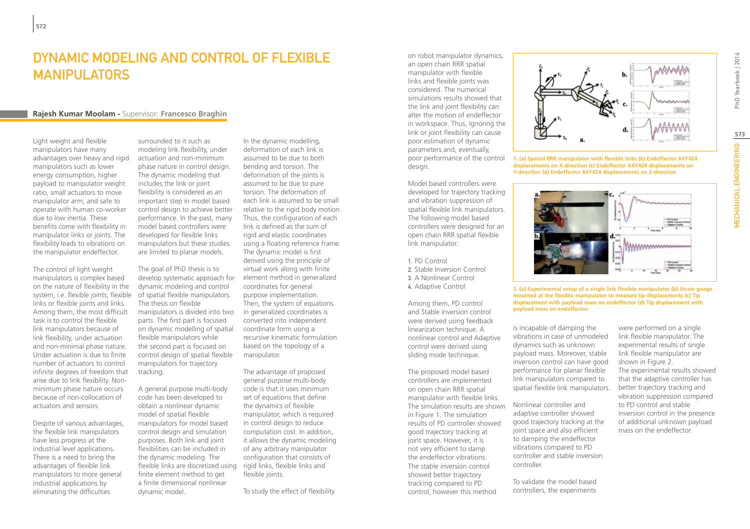# DYNAMIC MODELING AND CONTROL OF FLEXIBLE MANIPULATORS

**Rajesh Kumar Moolam -** Supervisor: **Francesco Braghin**

Light weight and flexible manipulators have many advantages over heavy and rigid manipulators such as lower energy consumption, higher payload to manipulator weight ratio, small actuators to move manipulator arm, and safe to operate with human co-worker due to low inertia. These benefits come with flexibility in manipulator links or joints. The flexibility leads to vibrations on the manipulator endeffector.

The control of light weight manipulators is complex based on the nature of flexibility in the system, i.e. flexible joints, flexible links or flexible joints and links. Among them, the most difficult task is to control the flexible link manipulators because of link flexibility, under actuation and non-minimal phase nature. Under actuation is due to finite number of actuators to control infinite degrees of freedom that arise due to link flexibility. Non-minimum phase nature occurs because of non-collocation of actuators and sensors.

Despite of various advantages, the flexible link manipulators have less progress at the industrial level applications. There is a need to bring the advantages of flexible link manipulators to more general industrial applications by eliminating the difficulties surrounded to it such as modeling link flexibility, under actuation and non-minimum phase nature in control design. The dynamic modeling that includes the link or joint flexibility is considered as an important step in model based control design to achieve better performance. In the past, many model based controllers were developed for flexible links manipulators but these studies are limited to planar models.

The goal of PhD thesis is to develop systematic approach for dynamic modeling and control of spatial flexible manipulators. The thesis on flexible manipulators is divided into two parts. The first part is focused on dynamic modelling of spatial flexible manipulators while the second part is focused on control design of spatial flexible manipulators for trajectory tracking.

A general purpose multi-body code has been developed to obtain a nonlinear dynamic model of spatial flexible manipulators for model based control design and simulation purposes. Both link and joint flexibilities can be included in the dynamic modeling. The flexible links are discretized using finite element method to get a finite dimensional nonlinear dynamic model.

In the dynamic modelling, deformation of each link is assumed to be due to both bending and torsion. The deformation of the joints is assumed to be due to pure torsion. The deformation of each link is assumed to be small relative to the rigid body motion. Thus, the configuration of each link is defined as the sum of rigid and elastic coordinates using a floating reference frame. The dynamic model is first derived using the principle of virtual work along with finite element method in generalized coordinates for general purpose implementation. Then, the system of equations in generalized coordinates is converted into independent coordinate form using a recursive kinematic formulation based on the topology of a manipulator.

The advantage of proposed general purpose multi-body code is that it uses minimum set of equations that define the dynamics of flexible manipulator, which is required in control design to reduce computation cost. In addition, it allows the dynamic modeling of any arbitrary manipulator configuration that consists of rigid links, flexible links and flexible joints.

To study the effect of flexibility on robot manipulator dynamics, an open chain RRR spatial manipulator with flexible links and flexible joints was considered. The numerical simulations results showed that the link and joint flexibility can alter the motion of endeffector in workspace. Thus, Ignoring the link or joint flexibility can cause poor estimation of dynamic parameters and, eventually, poor performance of the control design.

Model based controllers were developed for trajectory tracking and vibration suppression of spatial flexible link manipulators. The following model based controllers were designed for an open chain RRR spatial flexible link manipulator:

1. PD Control
2. Stable Inversion Control
3. A Nonlinear Control
4. Adaptive Control

Among them, PD control and Stable inversion control were derived using feedback linearization technique. A nonlinear control and Adaptive control were derived using sliding mode technique.

The proposed model based controllers are implemented on open chain RRR spatial manipulator with flexible links. The simulation results are shown in Figure 1. The simulation results of PD controller showed good trajectory tracking at joint space. However, it is not very efficient to damp the endeffector vibrations. The stable inversion control showed better trajectory tracking compared to PD control, however this method is incapable of damping the vibrations in case of unmodeled dynamics such as unknown payload mass. Moreover, stable inversion control can have good performance for planar flexible link manipulators compared to spatial flexible link manipulators.

Nonlinear controller and adaptive controller showed good trajectory tracking at the joint space and also efficient to damping the endeffector vibrations compared to PD controller and stable inversion controller.

To validate the model based controllers, the experiments were performed on a single link flexible manipulator. The experimental results of single link flexible manipulator are shown in Figure 2. The experimental results showed that the adaptive controller has better trajectory tracking and vibration suppression compared to PD control and stable inversion control in the presence of additional unknown payload mass on the endeffector.

**1. (a) Spatial RRR manipulator with flexible links (b) Endeffector X4Y4Z4 displacements on X-direction (c) Endeffector X4Y4Z4 displacements on Y-direction (d) Endeffector X4Y4Z4 displacements on Z-direction**

**2. (a) Experimental setup of a single link flexible manipulator (b) Strain guage mounted at the flexible manipulator to measure tip displacements (c) Tip displacement with payload mass on endeffector (d) Tip displacement with payload mass on endeffector.**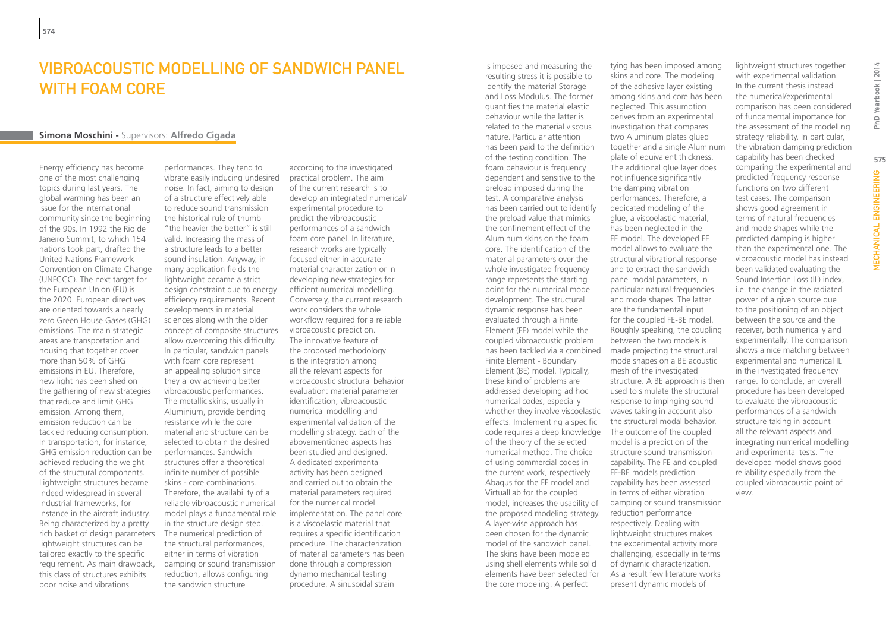# VIBROACOUSTIC MODELLING OF SANDWICH PANEL WITH FOAM CORE

**Simona Moschini** - Supervisors: **Alfredo Cigada**

Energy efficiency has become one of the most challenging topics during last years. The global warming has been an issue for the international community since the beginning of the 90s. In 1992 the Rio de Janeiro Summit, to which 154 nations took part, drafted the United Nations Framework Convention on Climate Change (UNFCCC). The next target for the European Union (EU) is the 2020. European directives are oriented towards a nearly zero Green House Gases (GHG) emissions. The main strategic areas are transportation and housing that together cover more than 50% of GHG emissions in EU. Therefore, new light has been shed on the gathering of new strategies that reduce and limit GHG emission. Among them, emission reduction can be tackled reducing consumption. In transportation, for instance, GHG emission reduction can be achieved reducing the weight of the structural components. Lightweight structures became indeed widespread in several industrial frameworks, for instance in the aircraft industry. Being characterized by a pretty rich basket of design parameters lightweight structures can be tailored exactly to the specific requirement. As main drawback, this class of structures exhibits poor noise and vibrations performances. They tend to vibrate easily inducing undesired noise. In fact, aiming to design of a structure effectively able to reduce sound transmission the historical rule of thumb "the heavier the better" is still valid. Increasing the mass of a structure leads to a better sound insulation. Anyway, in many application fields the lightweight became a strict design constraint due to energy efficiency requirements. Recent developments in material sciences along with the older concept of composite structures allow overcoming this difficulty. In particular, sandwich panels with foam core represent an appealing solution since they allow achieving better vibroacoustic performances. The metallic skins, usually in Aluminium, provide bending resistance while the core material and structure can be selected to obtain the desired performances. Sandwich structures offer a theoretical infinite number of possible skins - core combinations. Therefore, the availability of a reliable vibroacoustic numerical model plays a fundamental role in the structure design step. The numerical prediction of the structural performances, either in terms of vibration damping or sound transmission reduction, allows configuring the sandwich structure according to the investigated practical problem. The aim of the current research is to develop an integrated numerical/experimental procedure to predict the vibroacoustic performances of a sandwich foam core panel. In literature, research works are typically focused either in accurate material characterization or in developing new strategies for efficient numerical modelling. Conversely, the current research work considers the whole workflow required for a reliable vibroacoustic prediction. The innovative feature of the proposed methodology is the integration among all the relevant aspects for vibroacoustic structural behavior evaluation: material parameter identification, vibroacoustic numerical modelling and experimental validation of the modelling strategy. Each of the abovementioned aspects has been studied and designed. A dedicated experimental activity has been designed and carried out to obtain the material parameters required for the numerical model implementation. The panel core is a viscoelastic material that requires a specific identification procedure. The characterization of material parameters has been done through a compression dynamo mechanical testing procedure. A sinusoidal strain is imposed and measuring the resulting stress it is possible to identify the material Storage and Loss Modulus. The former quantifies the material elastic behaviour while the latter is related to the material viscous nature. Particular attention has been paid to the definition of the testing condition. The foam behaviour is frequency dependent and sensitive to the preload imposed during the test. A comparative analysis has been carried out to identify the preload value that mimics the confinement effect of the Aluminum skins on the foam core. The identification of the material parameters over the whole investigated frequency range represents the starting point for the numerical model development. The structural dynamic response has been evaluated through a Finite Element (FE) model while the coupled vibroacoustic problem has been tackled via a combined Finite Element - Boundary Element (BE) model. Typically, these kind of problems are addressed developing ad hoc numerical codes, especially whether they involve viscoelastic effects. Implementing a specific code requires a deep knowledge of the theory of the selected numerical method. The choice of using commercial codes in the current work, respectively Abaqus for the FE model and VirtualLab for the coupled model, increases the usability of the proposed modeling strategy. A layer-wise approach has been chosen for the dynamic model of the sandwich panel. The skins have been modeled using shell elements while solid elements have been selected for the core modeling. A perfect tying has been imposed among skins and core. The modeling of the adhesive layer existing among skins and core has been neglected. This assumption derives from an experimental investigation that compares two Aluminum plates glued together and a single Aluminum plate of equivalent thickness. The additional glue layer does not influence significantly the damping vibration performances. Therefore, a dedicated modeling of the glue, a viscoelastic material, has been neglected in the FE model. The developed FE model allows to evaluate the structural vibrational response and to extract the sandwich panel modal parameters, in particular natural frequencies and mode shapes. The latter are the fundamental input for the coupled FE-BE model. Roughly speaking, the coupling between the two models is made projecting the structural mode shapes on a BE acoustic mesh of the investigated structure. A BE approach is then used to simulate the structural response to impinging sound waves taking in account also the structural modal behavior. The outcome of the coupled model is a prediction of the structure sound transmission capability. The FE and coupled FE-BE models prediction capability has been assessed in terms of either vibration damping or sound transmission reduction performance respectively. Dealing with lightweight structures makes the experimental activity more challenging, especially in terms of dynamic characterization. As a result few literature works present dynamic models of lightweight structures together with experimental validation. In the current thesis instead the numerical/experimental comparison has been considered of fundamental importance for the assessment of the modelling strategy reliability. In particular, the vibration damping prediction capability has been checked comparing the experimental and predicted frequency response functions on two different test cases. The comparison shows good agreement in terms of natural frequencies and mode shapes while the predicted damping is higher than the experimental one. The vibroacoustic model has instead been validated evaluating the Sound Insertion Loss (IL) index, i.e. the change in the radiated power of a given source due to the positioning of an object between the source and the receiver, both numerically and experimentally. The comparison shows a nice matching between experimental and numerical IL in the investigated frequency range. To conclude, an overall procedure has been developed to evaluate the vibroacoustic performances of a sandwich structure taking in account all the relevant aspects and integrating numerical modelling and experimental tests. The developed model shows good reliability especially from the coupled vibroacoustic point of view.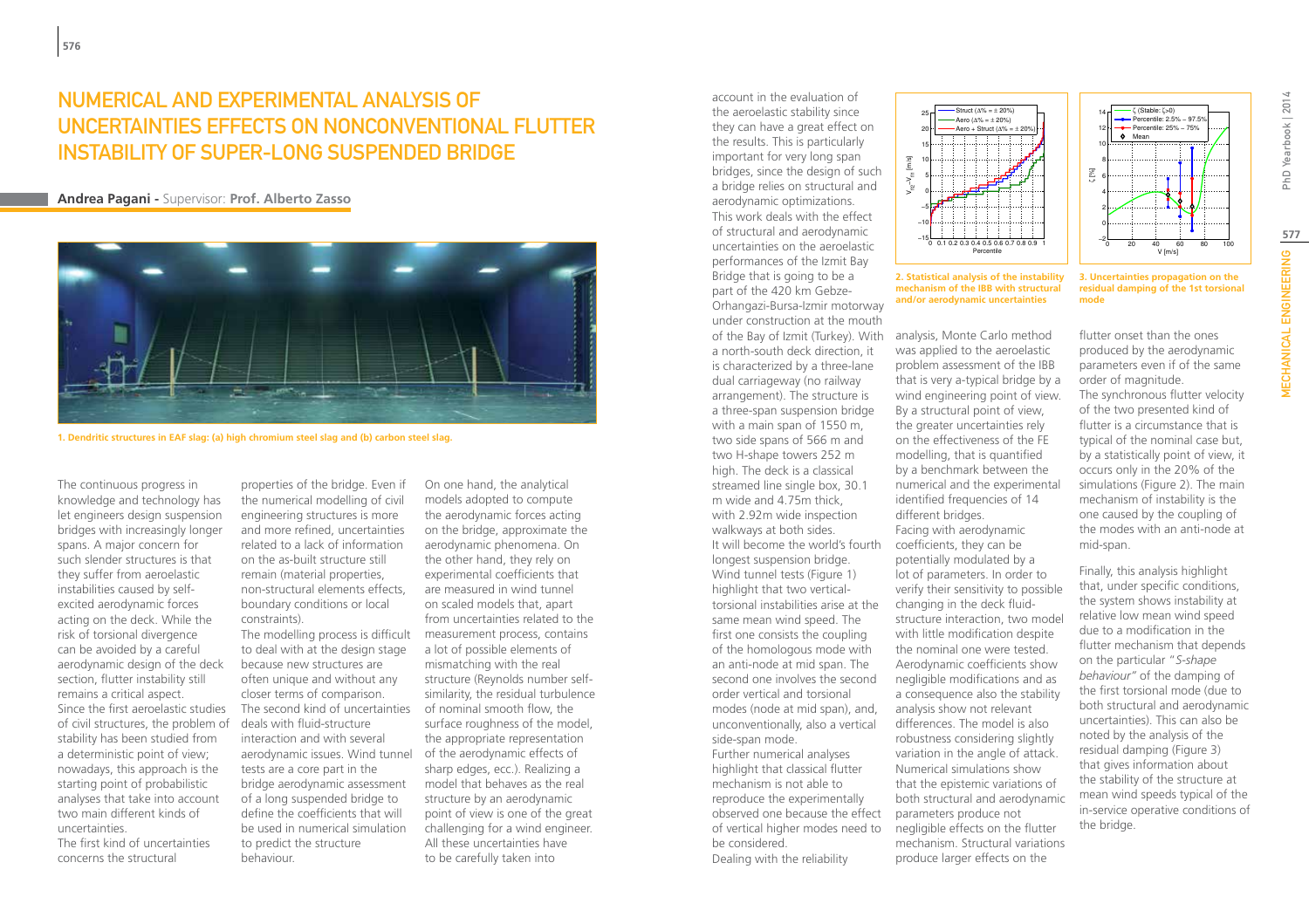# NUMERICAL AND EXPERIMENTAL ANALYSIS OF UNCERTAINTIES EFFECTS ON NONCONVENTIONAL FLUTTER INSTABILITY OF SUPER-LONG SUSPENDED BRIDGE

**Andrea Pagani -** Supervisor: **Prof. Alberto Zasso**

1. Dendritic structures in EAF slag: (a) high chromium steel slag and (b) carbon steel slag.

The continuous progress in knowledge and technology has let engineers design suspension bridges with increasingly longer spans. A major concern for such slender structures is that they suffer from aeroelastic instabilities caused by self-excited aerodynamic forces acting on the deck. While the risk of torsional divergence can be avoided by a careful aerodynamic design of the deck section, flutter instability still remains a critical aspect.
Since the first aeroelastic studies of civil structures, the problem of stability has been studied from a deterministic point of view; nowadays, this approach is the starting point of probabilistic analyses that take into account two main different kinds of uncertainties.
The first kind of uncertainties concerns the structural properties of the bridge. Even if the numerical modelling of civil engineering structures is more and more refined, uncertainties related to a lack of information on the as-built structure still remain (material properties, non-structural elements effects, boundary conditions or local constraints).
The modelling process is difficult to deal with at the design stage because new structures are often unique and without any closer terms of comparison.
The second kind of uncertainties deals with fluid-structure interaction and with several aerodynamic issues. Wind tunnel tests are a core part in the bridge aerodynamic assessment of a long suspended bridge to define the coefficients that will be used in numerical simulation to predict the structure behaviour.
On one hand, the analytical models adopted to compute the aerodynamic forces acting on the bridge, approximate the aerodynamic phenomena. On the other hand, they rely on experimental coefficients that are measured in wind tunnel on scaled models that, apart from uncertainties related to the measurement process, contains a lot of possible elements of mismatching with the real structure (Reynolds number self-similarity, the residual turbulence of nominal smooth flow, the surface roughness of the model, the appropriate representation of the aerodynamic effects of sharp edges, ecc.). Realizing a model that behaves as the real structure by an aerodynamic point of view is one of the great challenging for a wind engineer. All these uncertainties have to be carefully taken into account in the evaluation of the aeroelastic stability since they can have a great effect on the results. This is particularly important for very long span bridges, since the design of such a bridge relies on structural and aerodynamic optimizations.
This work deals with the effect of structural and aerodynamic uncertainties on the aeroelastic performances of the Izmit Bay Bridge that is going to be a part of the 420 km Gebze-Orhangazi-Bursa-Izmir motorway under construction at the mouth of the Bay of Izmit (Turkey). With a north-south deck direction, it is characterized by a three-lane dual carriageway (no railway arrangement). The structure is a three-span suspension bridge with a main span of 1550 m, two side spans of 566 m and two H-shape towers 252 m high. The deck is a classical streamed line single box, 30.1 m wide and 4.75m thick, with 2.92m wide inspection walkways at both sides.
It will become the world's fourth longest suspension bridge.
Wind tunnel tests (Figure 1) highlight that two vertical-torsional instabilities arise at the same mean wind speed. The first one consists the coupling of the homologous mode with an anti-node at mid span. The second one involves the second order vertical and torsional modes (node at mid span), and, unconventionally, also a vertical side-span mode.
Further numerical analyses highlight that classical flutter mechanism is not able to reproduce the experimentally observed one because the effect of vertical higher modes need to be considered.
Dealing with the reliability analysis, Monte Carlo method was applied to the aeroelastic problem assessment of the IBB that is very a-typical bridge by a wind engineering point of view. By a structural point of view, the greater uncertainties rely on the effectiveness of the FE modelling, that is quantified by a benchmark between the numerical and the experimental identified frequencies of 14 different bridges.
Facing with aerodynamic coefficients, they can be potentially modulated by a lot of parameters. In order to verify their sensitivity to possible changing in the deck fluid-structure interaction, two model with little modification despite the nominal one were tested. Aerodynamic coefficients show negligible modifications and as a consequence also the stability analysis show not relevant differences. The model is also robustness considering slightly variation in the angle of attack.
Numerical simulations show that the epistemic variations of both structural and aerodynamic parameters produce not negligible effects on the flutter mechanism. Structural variations produce larger effects on the flutter onset than the ones produced by the aerodynamic parameters even if of the same order of magnitude.
The synchronous flutter velocity of the two presented kind of flutter is a circumstance that is typical of the nominal case but, by a statistically point of view, it occurs only in the 20% of the simulations (Figure 2). The main mechanism of instability is the one caused by the coupling of the modes with an anti-node at mid-span.
Finally, this analysis highlight that, under specific conditions, the system shows instability at relative low mean wind speed due to a modification in the flutter mechanism that depends on the particular "*S-shape behaviour*" of the damping of the first torsional mode (due to both structural and aerodynamic uncertainties). This can also be noted by the analysis of the residual damping (Figure 3) that gives information about the stability of the structure at mean wind speeds typical of the in-service operative conditions of the bridge.

2. Statistical analysis of the instability mechanism of the IBB with structural and/or aerodynamic uncertainties

3. Uncertainties propagation on the residual damping of the 1st torsional mode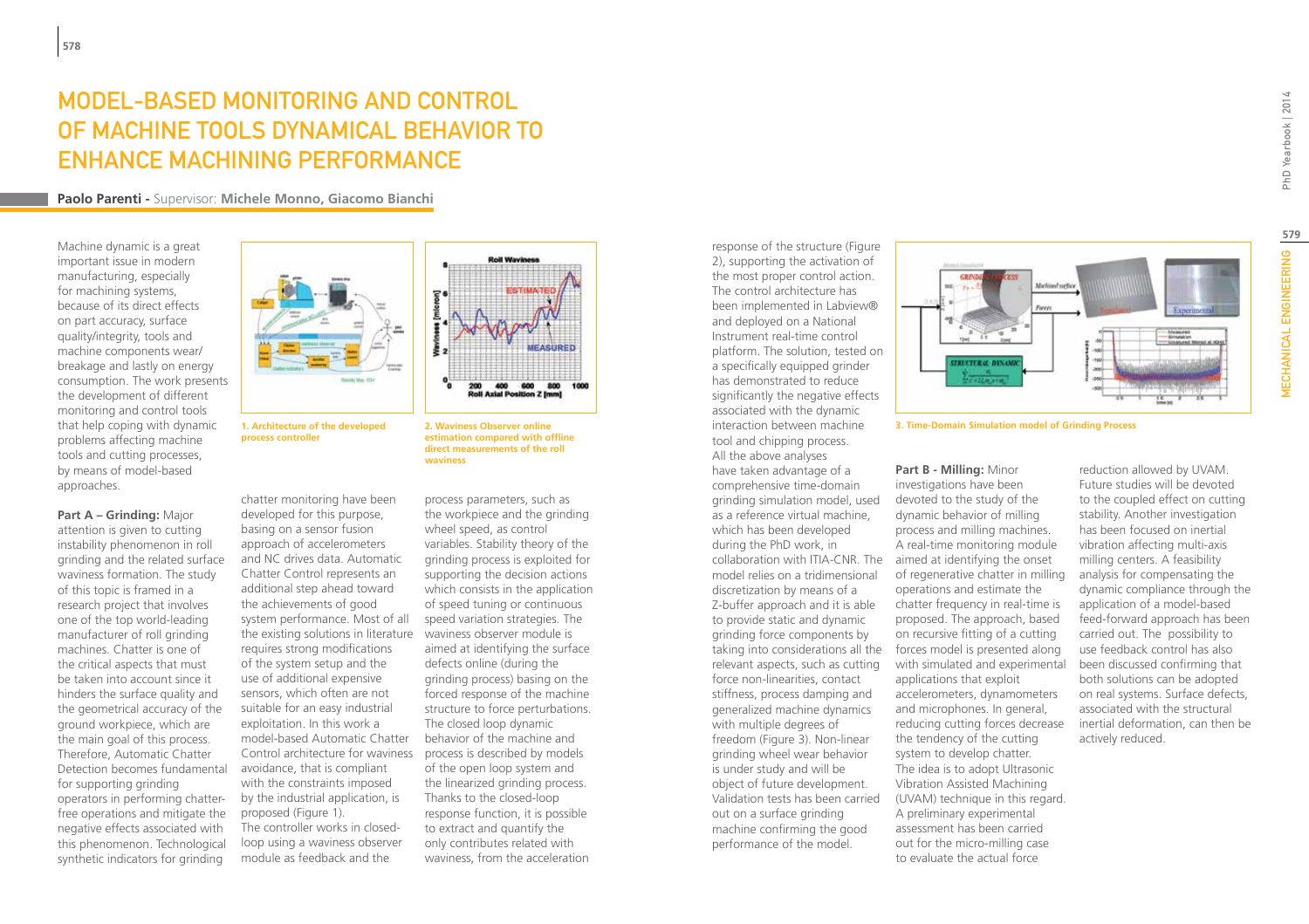# MODEL-BASED MONITORING AND CONTROL OF MACHINE TOOLS DYNAMICAL BEHAVIOR TO ENHANCE MACHINING PERFORMANCE

**Paolo Parenti** - Supervisor: **Michele Monno, Giacomo Bianchi**

Machine dynamic is a great important issue in modern manufacturing, especially for machining systems, because of its direct effects on part accuracy, surface quality/integrity, tools and machine components wear/breakage and lastly on energy consumption. The work presents the development of different monitoring and control tools that help coping with dynamic problems affecting machine tools and cutting processes, by means of model-based approaches.

1. Architecture of the developed process controller

2. Waviness Observer online estimation compared with offline direct measurements of the roll waviness

**Part A – Grinding:** Major attention is given to cutting instability phenomenon in roll grinding and the related surface waviness formation. The study of this topic is framed in a research project that involves one of the top world-leading manufacturer of roll grinding machines. Chatter is one of the critical aspects that must be taken into account since it hinders the surface quality and the geometrical accuracy of the ground workpiece, which are the main goal of this process. Therefore, Automatic Chatter Detection becomes fundamental for supporting grinding operators in performing chatter-free operations and mitigate the negative effects associated with this phenomenon. Technological synthetic indicators for grinding chatter monitoring have been developed for this purpose, basing on a sensor fusion approach of accelerometers and NC drives data. Automatic Chatter Control represents an additional step ahead toward the achievements of good system performance. Most of all the existing solutions in literature requires strong modifications of the system setup and the use of additional expensive sensors, which often are not suitable for an easy industrial exploitation. In this work a model-based Automatic Chatter Control architecture for waviness avoidance, that is compliant with the constraints imposed by the industrial application, is proposed (Figure 1). The controller works in closed-loop using a waviness observer module as feedback and the process parameters, such as the workpiece and the grinding wheel speed, as control variables. Stability theory of the grinding process is exploited for supporting the decision actions which consists in the application of speed tuning or continuous speed variation strategies. The waviness observer module is aimed at identifying the surface defects online (during the grinding process) basing on the forced response of the machine structure to force perturbations. The closed loop dynamic behavior of the machine and process is described by models of the open loop system and the linearized grinding process. Thanks to the closed-loop response function, it is possible to extract and quantify the only contributes related with waviness, from the acceleration response of the structure (Figure 2), supporting the activation of the most proper control action. The control architecture has been implemented in Labview® and deployed on a National Instrument real-time control platform. The solution, tested on a specifically equipped grinder has demonstrated to reduce significantly the negative effects associated with the dynamic interaction between machine tool and chipping process.
All the above analyses have taken advantage of a comprehensive time-domain grinding simulation model, used as a reference virtual machine, which has been developed during the PhD work, in collaboration with ITIA-CNR. The model relies on a tridimensional discretization by means of a Z-buffer approach and it is able to provide static and dynamic grinding force components by taking into considerations all the relevant aspects, such as cutting force non-linearities, contact stiffness, process damping and generalized machine dynamics with multiple degrees of freedom (Figure 3). Non-linear grinding wheel wear behavior is under study and will be object of future development. Validation tests has been carried out on a surface grinding machine confirming the good performance of the model.

3. Time-Domain Simulation model of Grinding Process

**Part B - Milling:** Minor investigations have been devoted to the study of the dynamic behavior of milling process and milling machines. A real-time monitoring module aimed at identifying the onset of regenerative chatter in milling operations and estimate the chatter frequency in real-time is proposed. The approach, based on recursive fitting of a cutting forces model is presented along with simulated and experimental applications that exploit accelerometers, dynamometers and microphones. In general, reducing cutting forces decrease the tendency of the cutting system to develop chatter. The idea is to adopt Ultrasonic Vibration Assisted Machining (UVAM) technique in this regard. A preliminary experimental assessment has been carried out for the micro-milling case to evaluate the actual force reduction allowed by UVAM. Future studies will be devoted to the coupled effect on cutting stability. Another investigation has been focused on inertial vibration affecting multi-axis milling centers. A feasibility analysis for compensating the dynamic compliance through the application of a model-based feed-forward approach has been carried out. The possibility to use feedback control has also been discussed confirming that both solutions can be adopted on real systems. Surface defects, associated with the structural inertial deformation, can then be actively reduced.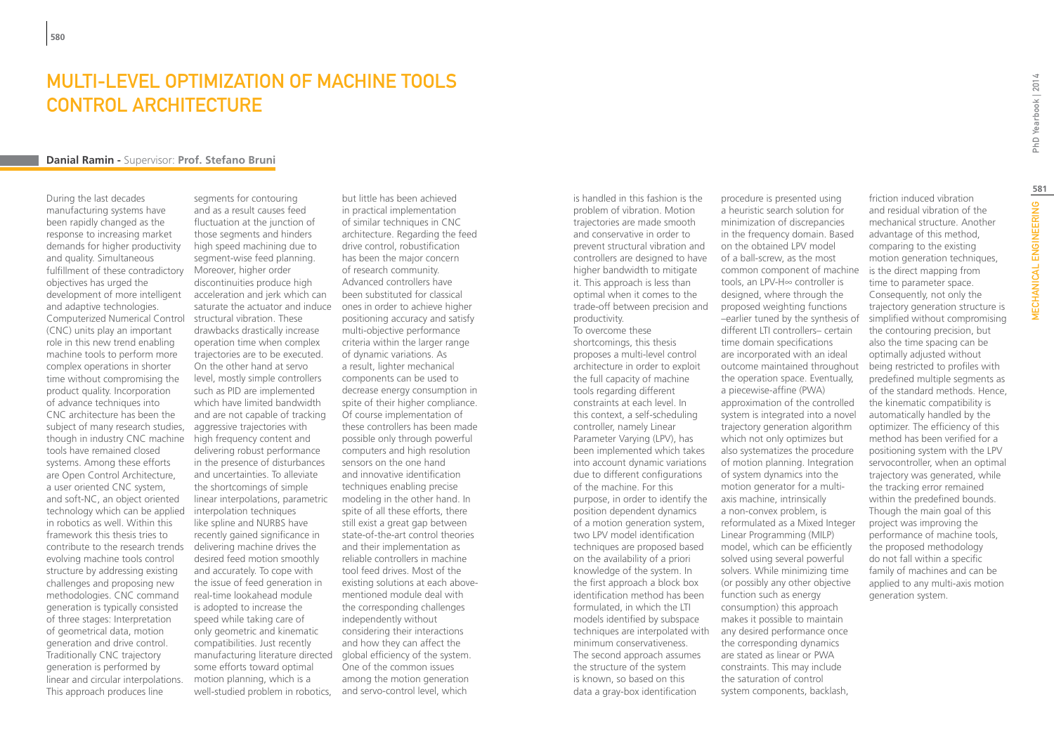# MULTI-LEVEL OPTIMIZATION OF MACHINE TOOLS CONTROL ARCHITECTURE

**Danial Ramin -** Supervisor: **Prof. Stefano Bruni**

During the last decades manufacturing systems have been rapidly changed as the response to increasing market demands for higher productivity and quality. Simultaneous fulfillment of these contradictory objectives has urged the development of more intelligent and adaptive technologies. Computerized Numerical Control (CNC) units play an important role in this new trend enabling machine tools to perform more complex operations in shorter time without compromising the product quality. Incorporation of advance techniques into CNC architecture has been the subject of many research studies, though in industry CNC machine tools have remained closed systems. Among these efforts are Open Control Architecture, a user oriented CNC system, and soft-NC, an object oriented technology which can be applied in robotics as well. Within this framework this thesis tries to contribute to the research trends evolving machine tools control structure by addressing existing challenges and proposing new methodologies. CNC command generation is typically consisted of three stages: Interpretation of geometrical data, motion generation and drive control. Traditionally CNC trajectory generation is performed by linear and circular interpolations. This approach produces line segments for contouring and as a result causes feed fluctuation at the junction of those segments and hinders high speed machining due to segment-wise feed planning. Moreover, higher order discontinuities produce high acceleration and jerk which can saturate the actuator and induce structural vibration. These drawbacks drastically increase operation time when complex trajectories are to be executed. On the other hand at servo level, mostly simple controllers such as PID are implemented which have limited bandwidth and are not capable of tracking aggressive trajectories with high frequency content and delivering robust performance in the presence of disturbances and uncertainties. To alleviate the shortcomings of simple linear interpolations, parametric interpolation techniques like spline and NURBS have recently gained significance in delivering machine drives the desired feed motion smoothly and accurately. To cope with the issue of feed generation in real-time lookahead module is adopted to increase the speed while taking care of only geometric and kinematic compatibilities. Just recently manufacturing literature directed some efforts toward optimal motion planning, which is a well-studied problem in robotics, but little has been achieved in practical implementation of similar techniques in CNC architecture. Regarding the feed drive control, robustification has been the major concern of research community. Advanced controllers have been substituted for classical ones in order to achieve higher positioning accuracy and satisfy multi-objective performance criteria within the larger range of dynamic variations. As a result, lighter mechanical components can be used to decrease energy consumption in spite of their higher compliance. Of course implementation of these controllers has been made possible only through powerful computers and high resolution sensors on the one hand and innovative identification techniques enabling precise modeling in the other hand. In spite of all these efforts, there still exist a great gap between state-of-the-art control theories and their implementation as reliable controllers in machine tool feed drives. Most of the existing solutions at each above-mentioned module deal with the corresponding challenges independently without considering their interactions and how they can affect the global efficiency of the system. One of the common issues among the motion generation and servo-control level, which is handled in this fashion is the problem of vibration. Motion trajectories are made smooth and conservative in order to prevent structural vibration and controllers are designed to have higher bandwidth to mitigate it. This approach is less than optimal when it comes to the trade-off between precision and productivity.

To overcome these shortcomings, this thesis proposes a multi-level control architecture in order to exploit the full capacity of machine tools regarding different constraints at each level. In this context, a self-scheduling controller, namely Linear Parameter Varying (LPV), has been implemented which takes into account dynamic variations due to different configurations of the machine. For this purpose, in order to identify the position dependent dynamics of a motion generation system, two LPV model identification techniques are proposed based on the availability of a priori knowledge of the system. In the first approach a block box identification method has been formulated, in which the LTI models identified by subspace techniques are interpolated with minimum conservativeness. The second approach assumes the structure of the system is known, so based on this data a gray-box identification procedure is presented using a heuristic search solution for minimization of discrepancies in the frequency domain. Based on the obtained LPV model of a ball-screw, as the most common component of machine tools, an LPV-H∞ controller is designed, where through the proposed weighting functions –earlier tuned by the synthesis of different LTI controllers– certain time domain specifications are incorporated with an ideal outcome maintained throughout the operation space. Eventually, a piecewise-affine (PWA) approximation of the controlled system is integrated into a novel trajectory generation algorithm which not only optimizes but also systematizes the procedure of motion planning. Integration of system dynamics into the motion generator for a multi-axis machine, intrinsically a non-convex problem, is reformulated as a Mixed Integer Linear Programming (MILP) model, which can be efficiently solved using several powerful solvers. While minimizing time (or possibly any other objective function such as energy consumption) this approach makes it possible to maintain any desired performance once the corresponding dynamics are stated as linear or PWA constraints. This may include the saturation of control system components, backlash, friction induced vibration and residual vibration of the mechanical structure. Another advantage of this method, comparing to the existing motion generation techniques, is the direct mapping from time to parameter space. Consequently, not only the trajectory generation structure is simplified without compromising the contouring precision, but also the time spacing can be optimally adjusted without being restricted to profiles with predefined multiple segments as of the standard methods. Hence, the kinematic compatibility is automatically handled by the optimizer. The efficiency of this method has been verified for a positioning system with the LPV servocontroller, when an optimal trajectory was generated, while the tracking error remained within the predefined bounds. Though the main goal of this project was improving the performance of machine tools, the proposed methodology do not fall within a specific family of machines and can be applied to any multi-axis motion generation system.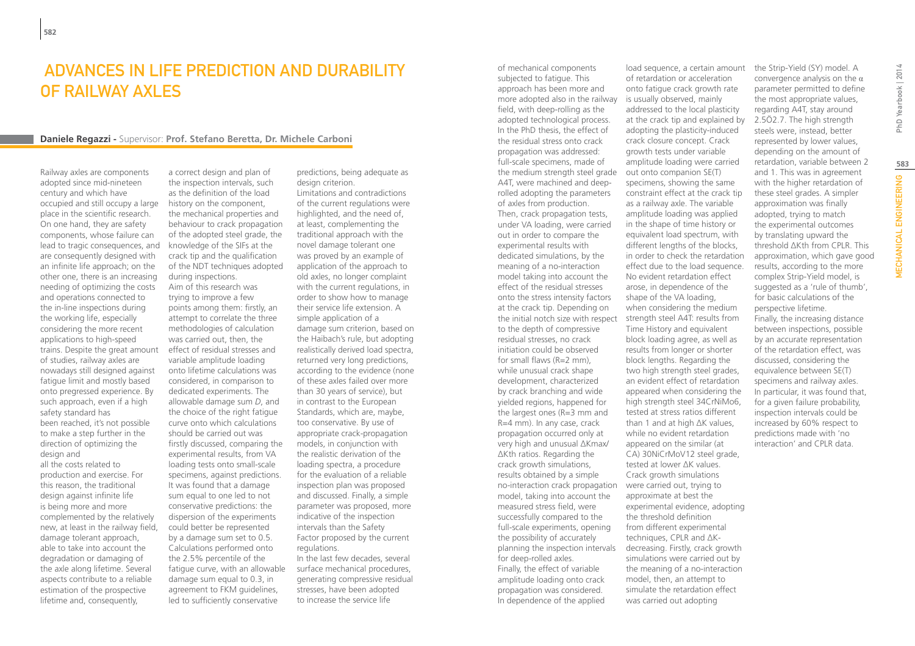# Advances in Life Prediction and Durability of Railway Axles

**Daniele Regazzi** - Supervisor: **Prof. Stefano Beretta, Dr. Michele Carboni**

Railway axles are components adopted since mid-nineteen century and which have occupied and still occupy a large place in the scientific research. On one hand, they are safety components, whose failure can lead to tragic consequences, and are consequently designed with an infinite life approach; on the other one, there is an increasing needing of optimizing the costs and operations connected to the in-line inspections during the working life, especially considering the more recent applications to high-speed trains. Despite the great amount of studies, railway axles are nowadays still designed against fatigue limit and mostly based onto pregressed experience. By such approach, even if a high safety standard has been reached, it's not possible to make a step further in the direction of optimizing the design and all the costs related to production and exercise. For this reason, the traditional design against infinite life is being more and more complemented by the relatively new, at least in the railway field, damage tolerant approach, able to take into account the degradation or damaging of the axle along lifetime. Several aspects contribute to a reliable estimation of the prospective lifetime and, consequently, a correct design and plan of the inspection intervals, such as the definition of the load history on the component, the mechanical properties and behaviour to crack propagation of the adopted steel grade, the knowledge of the SIFs at the crack tip and the qualification of the NDT techniques adopted during inspections.

Aim of this research was trying to improve a few points among them: firstly, an attempt to correlate the three methodologies of calculation was carried out, then, the effect of residual stresses and variable amplitude loading onto lifetime calculations was considered, in comparison to dedicated experiments. The allowable damage sum *D*, and the choice of the right fatigue curve onto which calculations should be carried out was firstly discussed, comparing the experimental results, from VA loading tests onto small-scale specimens, against predictions. It was found that a damage sum equal to one led to not conservative predictions: the dispersion of the experiments could better be represented by a damage sum set to 0.5. Calculations performed onto the 2.5% percentile of the fatigue curve, with an allowable damage sum equal to 0.3, in agreement to FKM guidelines, led to sufficiently conservative predictions, being adequate as design criterion.

Limitations and contradictions of the current regulations were highlighted, and the need of, at least, complementing the traditional approach with the novel damage tolerant one was proved by an example of application of the approach to old axles, no longer complaint with the current regulations, in order to show how to manage their service life extension. A simple application of a damage sum criterion, based on the Haibach's rule, but adopting realistically derived load spectra, returned very long predictions, according to the evidence (none of these axles failed over more than 30 years of service), but in contrast to the European Standards, which are, maybe, too conservative. By use of appropriate crack-propagation models, in conjunction with the realistic derivation of the loading spectra, a procedure for the evaluation of a reliable inspection plan was proposed and discussed. Finally, a simple parameter was proposed, more indicative of the inspection intervals than the Safety Factor proposed by the current regulations.

In the last few decades, several surface mechanical procedures, generating compressive residual stresses, have been adopted to increase the service life of mechanical components subjected to fatigue. This approach has been more and more adopted also in the railway field, with deep-rolling as the adopted technological process. In the PhD thesis, the effect of the residual stress onto crack propagation was addressed: full-scale specimens, made of the medium strength steel grade A4T, were machined and deep-rolled adopting the parameters of axles from production. Then, crack propagation tests, under VA loading, were carried out in order to compare the experimental results with dedicated simulations, by the meaning of a no-interaction model taking into account the effect of the residual stresses onto the stress intensity factors at the crack tip. Depending on the initial notch size with respect to the depth of compressive residual stresses, no crack initiation could be observed for small flaws (R=2 mm), while unusual crack shape development, characterized by crack branching and wide yielded regions, happened for the largest ones (R=3 mm and R=4 mm). In any case, crack propagation occurred only at very high and unusual $\Delta K_{max}/\Delta K_{th}$ ratios. Regarding the crack growth simulations, results obtained by a simple no-interaction crack propagation model, taking into account the measured stress field, were successfully compared to the full-scale experiments, opening the possibility of accurately planning the inspection intervals for deep-rolled axles.

Finally, the effect of variable amplitude loading onto crack propagation was considered. In dependence of the applied load sequence, a certain amount of retardation or acceleration onto fatigue crack growth rate is usually observed, mainly addressed to the local plasticity at the crack tip and explained by adopting the plasticity-induced crack closure concept. Crack growth tests under variable amplitude loading were carried out onto companion SE(T) specimens, showing the same constraint effect at the crack tip as a railway axle. The variable amplitude loading was applied in the shape of time history or equivalent load spectrum, with different lengths of the blocks, in order to check the retardation effect due to the load sequence. No evident retardation effect arose, in dependence of the shape of the VA loading, when considering the medium strength steel A4T: results from Time History and equivalent block loading agree, as well as results from longer or shorter block lengths. Regarding the two high strength steel grades, an evident effect of retardation appeared when considering the high strength steel 34CrNiMo6, tested at stress ratios different than 1 and at high $\Delta K$ values, while no evident retardation appeared on the similar (at CA) 30NiCrMoV12 steel grade, tested at lower $\Delta K$ values. Crack growth simulations were carried out, trying to approximate at best the experimental evidence, adopting the threshold definition from different experimental techniques, CPLR and $\Delta K$-decreasing. Firstly, crack growth simulations were carried out by the meaning of a no-interaction model, then, an attempt to simulate the retardation effect was carried out adopting the Strip-Yield (SY) model. A convergence analysis on the $\alpha$ parameter permitted to define the most appropriate values, regarding A4T, stay around 2.5Ö2.7. The high strength steels were, instead, better represented by lower values, depending on the amount of retardation, variable between 2 and 1. This was in agreement with the higher retardation of these steel grades. A simpler approximation was finally adopted, trying to match the experimental outcomes by translating upward the threshold $\Delta K_{th}$ from CPLR. This approximation, which gave good results, according to the more complex Strip-Yield model, is suggested as a 'rule of thumb', for basic calculations of the perspective lifetime.

Finally, the increasing distance between inspections, possible by an accurate representation of the retardation effect, was discussed, considering the equivalence between SE(T) specimens and railway axles. In particular, it was found that, for a given failure probability, inspection intervals could be increased by 60% respect to predictions made with 'no interaction' and CPLR data.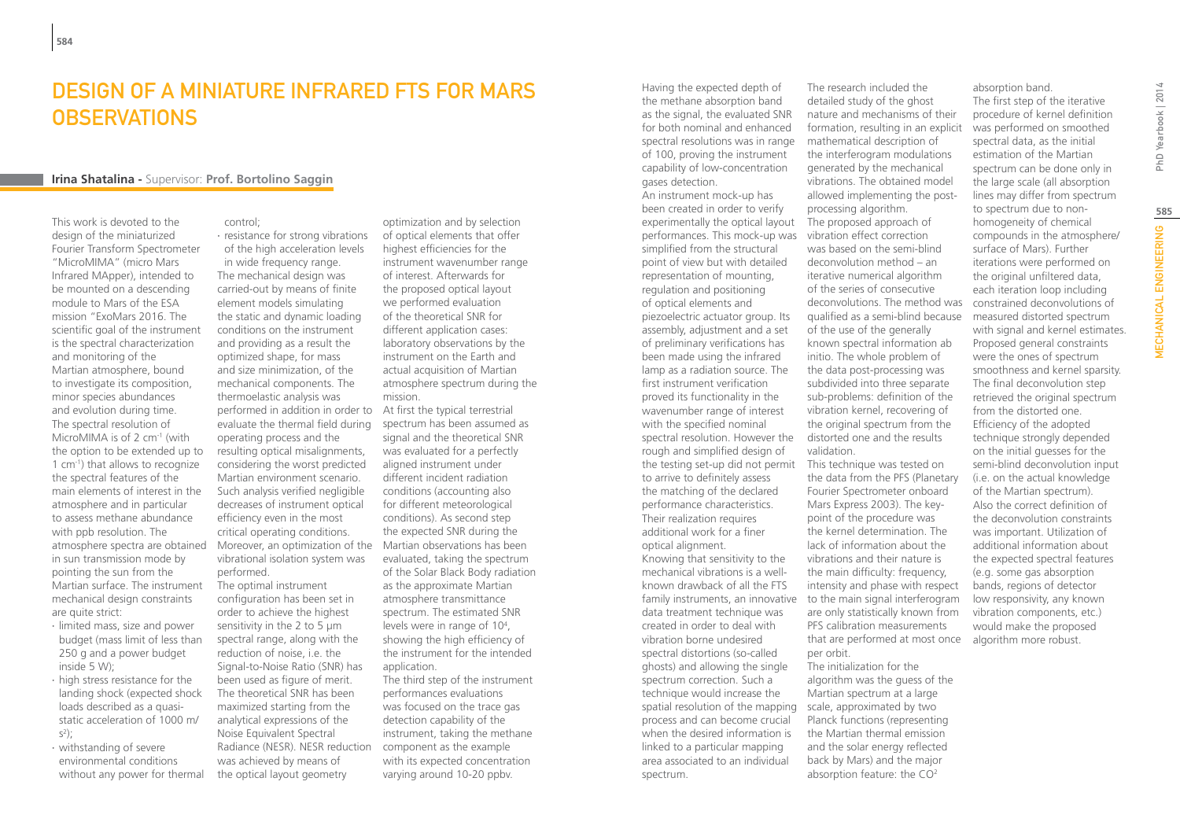# Design of a Miniature Infrared FTS for Mars Observations

**Irina Shatalina** - Supervisor: **Prof. Bortolino Saggin**

This work is devoted to the design of the miniaturized Fourier Transform Spectrometer "MicroMIMA" (micro Mars Infrared MApper), intended to be mounted on a descending module to Mars of the ESA mission "ExoMars 2016. The scientific goal of the instrument is the spectral characterization and monitoring of the Martian atmosphere, bound to investigate its composition, minor species abundances and evolution during time. The spectral resolution of MicroMIMA is of 2 cm$^{-1}$ (with the option to be extended up to 1 cm$^{-1}$) that allows to recognize the spectral features of the main elements of interest in the atmosphere and in particular to assess methane abundance with ppb resolution. The atmosphere spectra are obtained in sun transmission mode by pointing the sun from the Martian surface. The instrument mechanical design constraints are quite strict:

- limited mass, size and power budget (mass limit of less than 250 g and a power budget inside 5 W);
- high stress resistance for the landing shock (expected shock loads described as a quasi-static acceleration of 1000 m/s$^2$);
- withstanding of severe environmental conditions without any power for thermal control;
- resistance for strong vibrations of the high acceleration levels in wide frequency range.

The mechanical design was carried-out by means of finite element models simulating the static and dynamic loading conditions on the instrument and providing as a result the optimized shape, for mass and size minimization, of the mechanical components. The thermoelastic analysis was performed in addition in order to evaluate the thermal field during operating process and the resulting optical misalignments, considering the worst predicted Martian environment scenario. Such analysis verified negligible decreases of instrument optical efficiency even in the most critical operating conditions. Moreover, an optimization of the vibrational isolation system was performed.

The optimal instrument configuration has been set in order to achieve the highest sensitivity in the 2 to 5 μm spectral range, along with the reduction of noise, i.e. the Signal-to-Noise Ratio (SNR) has been used as figure of merit. The theoretical SNR has been maximized starting from the analytical expressions of the Noise Equivalent Spectral Radiance (NESR). NESR reduction was achieved by means of the optical layout geometry optimization and by selection of optical elements that offer highest efficiencies for the instrument wavenumber range of interest. Afterwards for the proposed optical layout we performed evaluation of the theoretical SNR for different application cases: laboratory observations by the instrument on the Earth and actual acquisition of Martian atmosphere spectrum during the mission.

At first the typical terrestrial spectrum has been assumed as signal and the theoretical SNR was evaluated for a perfectly aligned instrument under different incident radiation conditions (accounting also for different meteorological conditions). As second step the expected SNR during the Martian observations has been evaluated, taking the spectrum of the Solar Black Body radiation as the approximate Martian atmosphere transmittance spectrum. The estimated SNR levels were in range of 10$^4$, showing the high efficiency of the instrument for the intended application.

The third step of the instrument performances evaluations was focused on the trace gas detection capability of the instrument, taking the methane component as the example with its expected concentration varying around 10-20 ppbv.

Having the expected depth of the methane absorption band as the signal, the evaluated SNR for both nominal and enhanced spectral resolutions was in range of 100, proving the instrument capability of low-concentration gases detection.

An instrument mock-up has been created in order to verify experimentally the optical layout performances. This mock-up was simplified from the structural point of view but with detailed representation of mounting, regulation and positioning of optical elements and piezoelectric actuator group. Its assembly, adjustment and a set of preliminary verifications has been made using the infrared lamp as a radiation source. The first instrument verification proved its functionality in the wavenumber range of interest with the specified nominal spectral resolution. However the rough and simplified design of the testing set-up did not permit to arrive to definitely assess the matching of the declared performance characteristics. Their realization requires additional work for a finer optical alignment.

Knowing that sensitivity to the mechanical vibrations is a well-known drawback of all the FTS family instruments, an innovative data treatment technique was created in order to deal with vibration borne undesired spectral distortions (so-called ghosts) and allowing the single spectrum correction. Such a technique would increase the spatial resolution of the mapping process and can become crucial when the desired information is linked to a particular mapping area associated to an individual spectrum.

The research included the detailed study of the ghost nature and mechanisms of their formation, resulting in an explicit mathematical description of the interferogram modulations generated by the mechanical vibrations. The obtained model allowed implementing the post-processing algorithm.

The proposed approach of vibration effect correction was based on the semi-blind deconvolution method – an iterative numerical algorithm of the series of consecutive deconvolutions. The method was qualified as a semi-blind because of the use of the generally known spectral information ab initio. The whole problem of the data post-processing was subdivided into three separate sub-problems: definition of the vibration kernel, recovering of the original spectrum from the distorted one and the results validation.

This technique was tested on the data from the PFS (Planetary Fourier Spectrometer onboard Mars Express 2003). The key-point of the procedure was the kernel determination. The lack of information about the vibrations and their nature is the main difficulty: frequency, intensity and phase with respect to the main signal interferogram are only statistically known from PFS calibration measurements that are performed at most once per orbit.

The initialization for the algorithm was the guess of the Martian spectrum at a large scale, approximated by two Planck functions (representing the Martian thermal emission and the solar energy reflected back by Mars) and the major absorption feature: the $CO^2$ absorption band.

The first step of the iterative procedure of kernel definition was performed on smoothed spectral data, as the initial estimation of the Martian spectrum can be done only in the large scale (all absorption lines may differ from spectrum to spectrum due to non-homogeneity of chemical compounds in the atmosphere/surface of Mars). Further iterations were performed on the original unfiltered data, each iteration loop including constrained deconvolutions of measured distorted spectrum with signal and kernel estimates. Proposed general constraints were the ones of spectrum smoothness and kernel sparsity. The final deconvolution step retrieved the original spectrum from the distorted one. Efficiency of the adopted technique strongly depended on the initial guesses for the semi-blind deconvolution input (i.e. on the actual knowledge of the Martian spectrum). Also the correct definition of the deconvolution constraints was important. Utilization of additional information about the expected spectral features (e.g. some gas absorption bands, regions of detector low responsivity, any known vibration components, etc.) would make the proposed algorithm more robust.